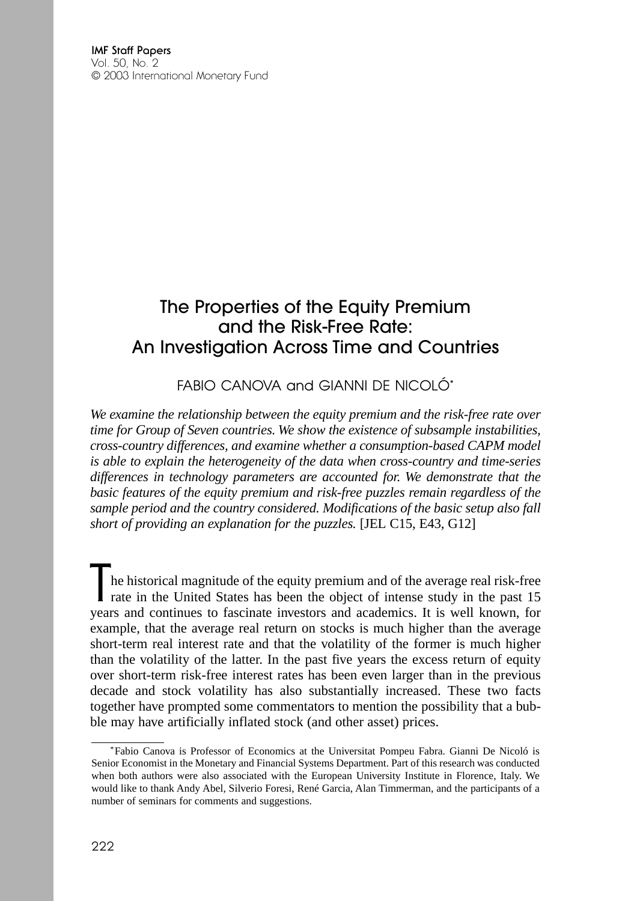# The Properties of the Equity Premium and the Risk-Free Rate: An Investigation Across Time and Countries

FABIO CANOVA and GIANNI DE NICOLÓ*

*We examine the relationship between the equity premium and the risk-free rate over time for Group of Seven countries. We show the existence of subsample instabilities, cross-country differences, and examine whether a consumption-based CAPM model is able to explain the heterogeneity of the data when cross-country and time-series differences in technology parameters are accounted for. We demonstrate that the basic features of the equity premium and risk-free puzzles remain regardless of the sample period and the country considered. Modifications of the basic setup also fall short of providing an explanation for the puzzles.* [JEL C15, E43, G12]

The historical magnitude of the equity premium and of the average real risk-free rate in the United States has been the object of intense study in the past 15 years and continues to fascinate investors and academics. It is well known, for example, that the average real return on stocks is much higher than the average short-term real interest rate and that the volatility of the former is much higher than the volatility of the latter. In the past five years the excess return of equity over short-term risk-free interest rates has been even larger than in the previous decade and stock volatility has also substantially increased. These two facts together have prompted some commentators to mention the possibility that a bubble may have artificially inflated stock (and other asset) prices.

*Fabio Canova is Professor of Economics at the Universitat Pompeu Fabra. Gianni De Nicoló is Senior Economist in the Monetary and Financial Systems Department. Part of this research was conducted when both authors were also associated with the European University Institute in Florence, Italy. We would like to thank Andy Abel, Silverio Foresi, René Garcia, Alan Timmerman, and the participants of a number of seminars for comments and suggestions.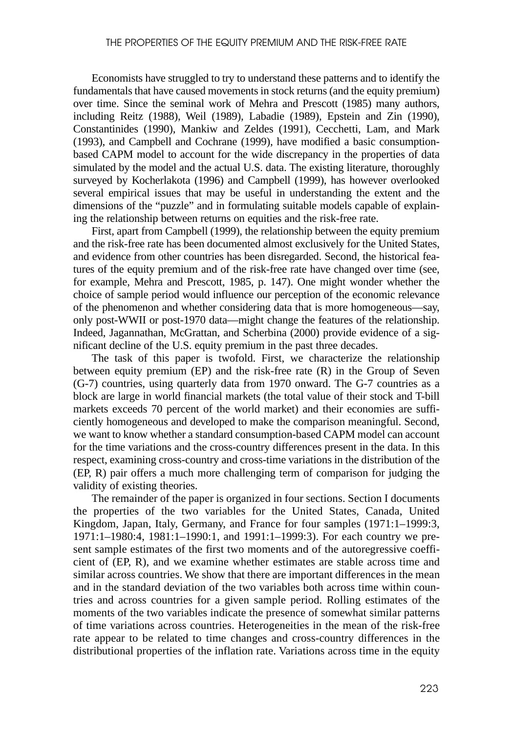Economists have struggled to try to understand these patterns and to identify the fundamentals that have caused movements in stock returns (and the equity premium) over time. Since the seminal work of Mehra and Prescott (1985) many authors, including Reitz (1988), Weil (1989), Labadie (1989), Epstein and Zin (1990), Constantinides (1990), Mankiw and Zeldes (1991), Cecchetti, Lam, and Mark (1993), and Campbell and Cochrane (1999), have modified a basic consumption-based CAPM model to account for the wide discrepancy in the properties of data simulated by the model and the actual U.S. data. The existing literature, thoroughly surveyed by Kocherlakota (1996) and Campbell (1999), has however overlooked several empirical issues that may be useful in understanding the extent and the dimensions of the "puzzle" and in formulating suitable models capable of explaining the relationship between returns on equities and the risk-free rate.

First, apart from Campbell (1999), the relationship between the equity premium and the risk-free rate has been documented almost exclusively for the United States, and evidence from other countries has been disregarded. Second, the historical features of the equity premium and of the risk-free rate have changed over time (see, for example, Mehra and Prescott, 1985, p. 147). One might wonder whether the choice of sample period would influence our perception of the economic relevance of the phenomenon and whether considering data that is more homogeneous—say, only post-WWII or post-1970 data—might change the features of the relationship. Indeed, Jagannathan, McGrattan, and Scherbina (2000) provide evidence of a significant decline of the U.S. equity premium in the past three decades.

The task of this paper is twofold. First, we characterize the relationship between equity premium (EP) and the risk-free rate (R) in the Group of Seven (G-7) countries, using quarterly data from 1970 onward. The G-7 countries as a block are large in world financial markets (the total value of their stock and T-bill markets exceeds 70 percent of the world market) and their economies are sufficiently homogeneous and developed to make the comparison meaningful. Second, we want to know whether a standard consumption-based CAPM model can account for the time variations and the cross-country differences present in the data. In this respect, examining cross-country and cross-time variations in the distribution of the (EP, R) pair offers a much more challenging term of comparison for judging the validity of existing theories.

The remainder of the paper is organized in four sections. Section I documents the properties of the two variables for the United States, Canada, United Kingdom, Japan, Italy, Germany, and France for four samples (1971:1–1999:3, 1971:1–1980:4, 1981:1–1990:1, and 1991:1–1999:3). For each country we present sample estimates of the first two moments and of the autoregressive coefficient of (EP, R), and we examine whether estimates are stable across time and similar across countries. We show that there are important differences in the mean and in the standard deviation of the two variables both across time within countries and across countries for a given sample period. Rolling estimates of the moments of the two variables indicate the presence of somewhat similar patterns of time variations across countries. Heterogeneities in the mean of the risk-free rate appear to be related to time changes and cross-country differences in the distributional properties of the inflation rate. Variations across time in the equity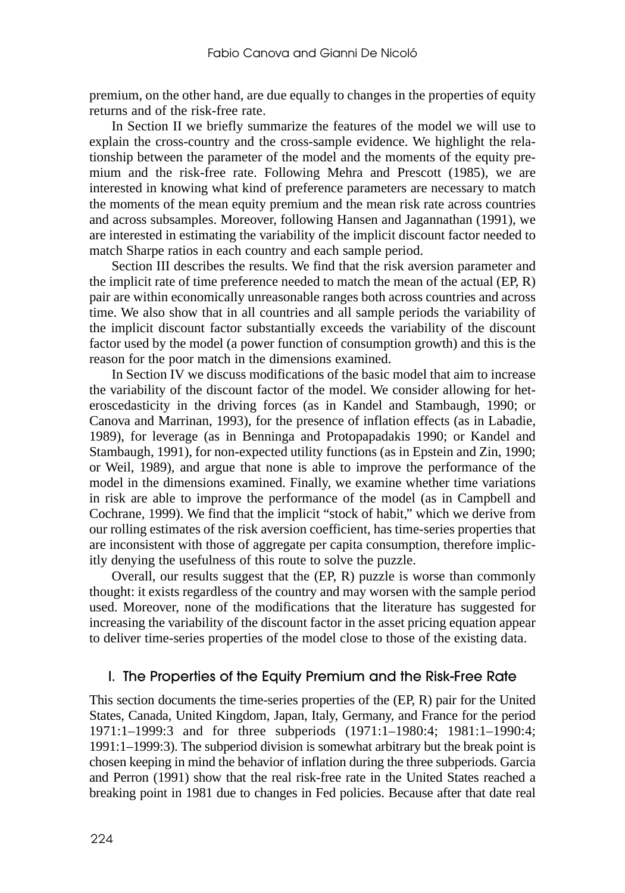premium, on the other hand, are due equally to changes in the properties of equity returns and of the risk-free rate.

In Section II we briefly summarize the features of the model we will use to explain the cross-country and the cross-sample evidence. We highlight the relationship between the parameter of the model and the moments of the equity premium and the risk-free rate. Following Mehra and Prescott (1985), we are interested in knowing what kind of preference parameters are necessary to match the moments of the mean equity premium and the mean risk rate across countries and across subsamples. Moreover, following Hansen and Jagannathan (1991), we are interested in estimating the variability of the implicit discount factor needed to match Sharpe ratios in each country and each sample period.

Section III describes the results. We find that the risk aversion parameter and the implicit rate of time preference needed to match the mean of the actual (EP, R) pair are within economically unreasonable ranges both across countries and across time. We also show that in all countries and all sample periods the variability of the implicit discount factor substantially exceeds the variability of the discount factor used by the model (a power function of consumption growth) and this is the reason for the poor match in the dimensions examined.

In Section IV we discuss modifications of the basic model that aim to increase the variability of the discount factor of the model. We consider allowing for heteroscedasticity in the driving forces (as in Kandel and Stambaugh, 1990; or Canova and Marrinan, 1993), for the presence of inflation effects (as in Labadie, 1989), for leverage (as in Benninga and Protopapadakis 1990; or Kandel and Stambaugh, 1991), for non-expected utility functions (as in Epstein and Zin, 1990; or Weil, 1989), and argue that none is able to improve the performance of the model in the dimensions examined. Finally, we examine whether time variations in risk are able to improve the performance of the model (as in Campbell and Cochrane, 1999). We find that the implicit "stock of habit," which we derive from our rolling estimates of the risk aversion coefficient, has time-series properties that are inconsistent with those of aggregate per capita consumption, therefore implicitly denying the usefulness of this route to solve the puzzle.

Overall, our results suggest that the (EP, R) puzzle is worse than commonly thought: it exists regardless of the country and may worsen with the sample period used. Moreover, none of the modifications that the literature has suggested for increasing the variability of the discount factor in the asset pricing equation appear to deliver time-series properties of the model close to those of the existing data.

## I. The Properties of the Equity Premium and the Risk-Free Rate

This section documents the time-series properties of the (EP, R) pair for the United States, Canada, United Kingdom, Japan, Italy, Germany, and France for the period 1971:1–1999:3 and for three subperiods (1971:1–1980:4; 1981:1–1990:4; 1991:1–1999:3). The subperiod division is somewhat arbitrary but the break point is chosen keeping in mind the behavior of inflation during the three subperiods. Garcia and Perron (1991) show that the real risk-free rate in the United States reached a breaking point in 1981 due to changes in Fed policies. Because after that date real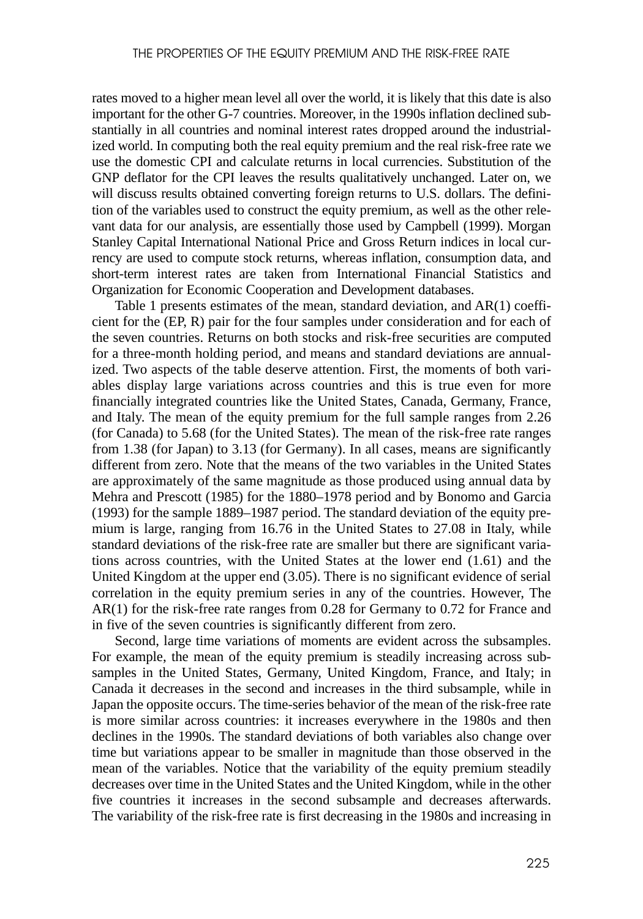rates moved to a higher mean level all over the world, it is likely that this date is also important for the other G-7 countries. Moreover, in the 1990s inflation declined substantially in all countries and nominal interest rates dropped around the industrialized world. In computing both the real equity premium and the real risk-free rate we use the domestic CPI and calculate returns in local currencies. Substitution of the GNP deflator for the CPI leaves the results qualitatively unchanged. Later on, we will discuss results obtained converting foreign returns to U.S. dollars. The definition of the variables used to construct the equity premium, as well as the other relevant data for our analysis, are essentially those used by Campbell (1999). Morgan Stanley Capital International National Price and Gross Return indices in local currency are used to compute stock returns, whereas inflation, consumption data, and short-term interest rates are taken from International Financial Statistics and Organization for Economic Cooperation and Development databases.

Table 1 presents estimates of the mean, standard deviation, and AR(1) coefficient for the (EP, R) pair for the four samples under consideration and for each of the seven countries. Returns on both stocks and risk-free securities are computed for a three-month holding period, and means and standard deviations are annualized. Two aspects of the table deserve attention. First, the moments of both variables display large variations across countries and this is true even for more financially integrated countries like the United States, Canada, Germany, France, and Italy. The mean of the equity premium for the full sample ranges from 2.26 (for Canada) to 5.68 (for the United States). The mean of the risk-free rate ranges from 1.38 (for Japan) to 3.13 (for Germany). In all cases, means are significantly different from zero. Note that the means of the two variables in the United States are approximately of the same magnitude as those produced using annual data by Mehra and Prescott (1985) for the 1880–1978 period and by Bonomo and Garcia (1993) for the sample 1889–1987 period. The standard deviation of the equity premium is large, ranging from 16.76 in the United States to 27.08 in Italy, while standard deviations of the risk-free rate are smaller but there are significant variations across countries, with the United States at the lower end (1.61) and the United Kingdom at the upper end (3.05). There is no significant evidence of serial correlation in the equity premium series in any of the countries. However, The AR(1) for the risk-free rate ranges from 0.28 for Germany to 0.72 for France and in five of the seven countries is significantly different from zero.

Second, large time variations of moments are evident across the subsamples. For example, the mean of the equity premium is steadily increasing across subsamples in the United States, Germany, United Kingdom, France, and Italy; in Canada it decreases in the second and increases in the third subsample, while in Japan the opposite occurs. The time-series behavior of the mean of the risk-free rate is more similar across countries: it increases everywhere in the 1980s and then declines in the 1990s. The standard deviations of both variables also change over time but variations appear to be smaller in magnitude than those observed in the mean of the variables. Notice that the variability of the equity premium steadily decreases over time in the United States and the United Kingdom, while in the other five countries it increases in the second subsample and decreases afterwards. The variability of the risk-free rate is first decreasing in the 1980s and increasing in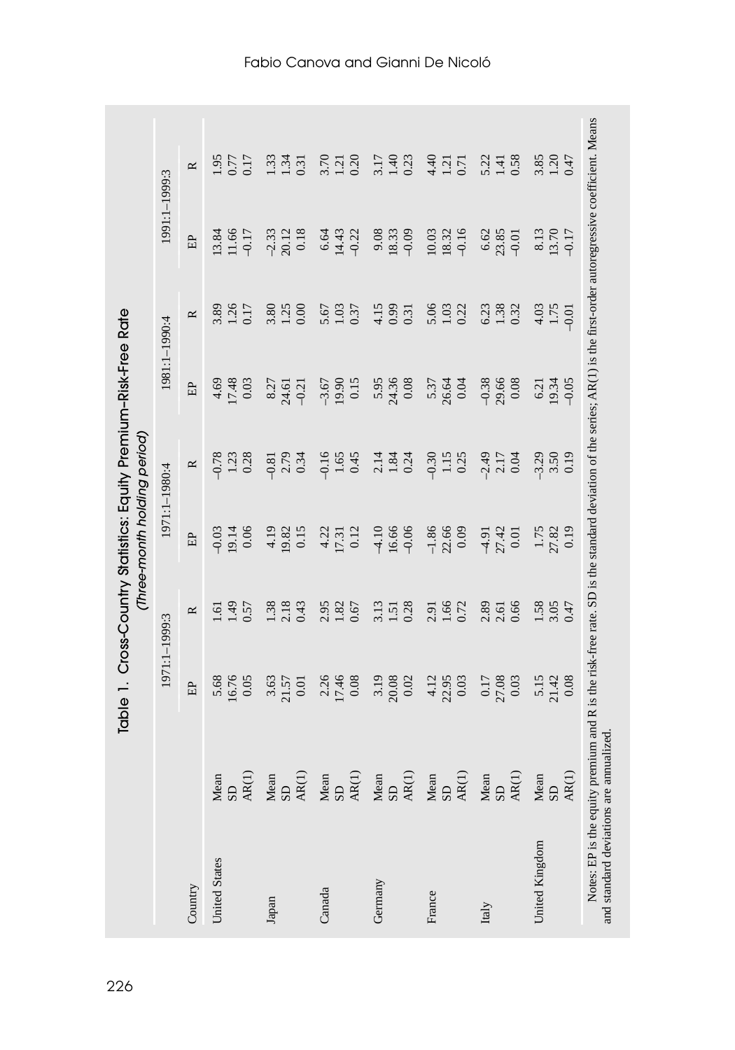Table 1. Cross-Country Statistics: Equity Premium–Risk-Free Rate
*(Three-month holding period)*

| Country | | 1971:1–1999:3 | | 1971:1–1980:4 | | 1981:1–1990:4 | | 1991:1–1999:3 | |
|---|---|---|---|---|---|---|---|---|---|
| | | EP | R | EP | R | EP | R | EP | R |
| United States | Mean | 5.68 | 1.61 | –0.03 | –0.78 | 4.69 | 3.89 | 13.84 | 1.95 |
| | SD | 16.76 | 1.49 | 19.14 | 1.23 | 17.48 | 1.26 | 11.66 | 0.77 |
| | AR(1) | 0.05 | 0.57 | 0.06 | 0.28 | 0.03 | 0.17 | –0.17 | 0.17 |
| Japan | Mean | 3.63 | 1.38 | 4.19 | –0.81 | 8.27 | 3.80 | –2.33 | 1.33 |
| | SD | 21.57 | 2.18 | 19.82 | 2.79 | 24.61 | 1.25 | 20.12 | 1.34 |
| | AR(1) | 0.01 | 0.43 | 0.15 | 0.34 | –0.21 | 0.00 | 0.18 | 0.31 |
| Canada | Mean | 2.26 | 2.95 | 4.22 | –0.16 | –3.67 | 5.67 | 6.64 | 3.70 |
| | SD | 17.46 | 1.82 | 17.31 | 1.65 | 19.90 | 1.03 | 14.43 | 1.21 |
| | AR(1) | 0.08 | 0.67 | 0.12 | 0.45 | 0.15 | 0.37 | –0.22 | 0.20 |
| Germany | Mean | 3.19 | 3.13 | –4.10 | 2.14 | 5.95 | 4.15 | 9.08 | 3.17 |
| | SD | 20.08 | 1.51 | 16.66 | 1.84 | 24.36 | 0.99 | 18.33 | 1.40 |
| | AR(1) | 0.02 | 0.28 | –0.06 | 0.24 | 0.08 | 0.31 | –0.09 | 0.23 |
| France | Mean | 4.12 | 2.91 | –1.86 | –0.30 | 5.37 | 5.06 | 10.03 | 4.40 |
| | SD | 22.95 | 1.66 | 22.66 | 1.15 | 26.64 | 1.03 | 18.32 | 1.21 |
| | AR(1) | 0.03 | 0.72 | 0.09 | 0.25 | 0.04 | 0.22 | –0.16 | 0.71 |
| Italy | Mean | 0.17 | 2.89 | –4.91 | –2.49 | –0.38 | 6.23 | 6.62 | 5.22 |
| | SD | 27.08 | 2.61 | 27.42 | 2.17 | 29.66 | 1.38 | 23.85 | 1.41 |
| | AR(1) | 0.03 | 0.66 | 0.01 | 0.04 | 0.08 | 0.32 | –0.01 | 0.58 |
| United Kingdom | Mean | 5.15 | 1.58 | 1.75 | –3.29 | 6.21 | 4.03 | 8.13 | 3.85 |
| | SD | 21.42 | 3.05 | 27.82 | 3.50 | 19.34 | 1.75 | 13.70 | 1.20 |
| | AR(1) | 0.08 | 0.47 | 0.19 | 0.19 | –0.05 | –0.01 | –0.17 | 0.47 |

Notes: EP is the equity premium and R is the risk-free rate. SD is the standard deviation of the series; AR(1) is the first-order autoregressive coefficient. Means and standard deviations are annualized.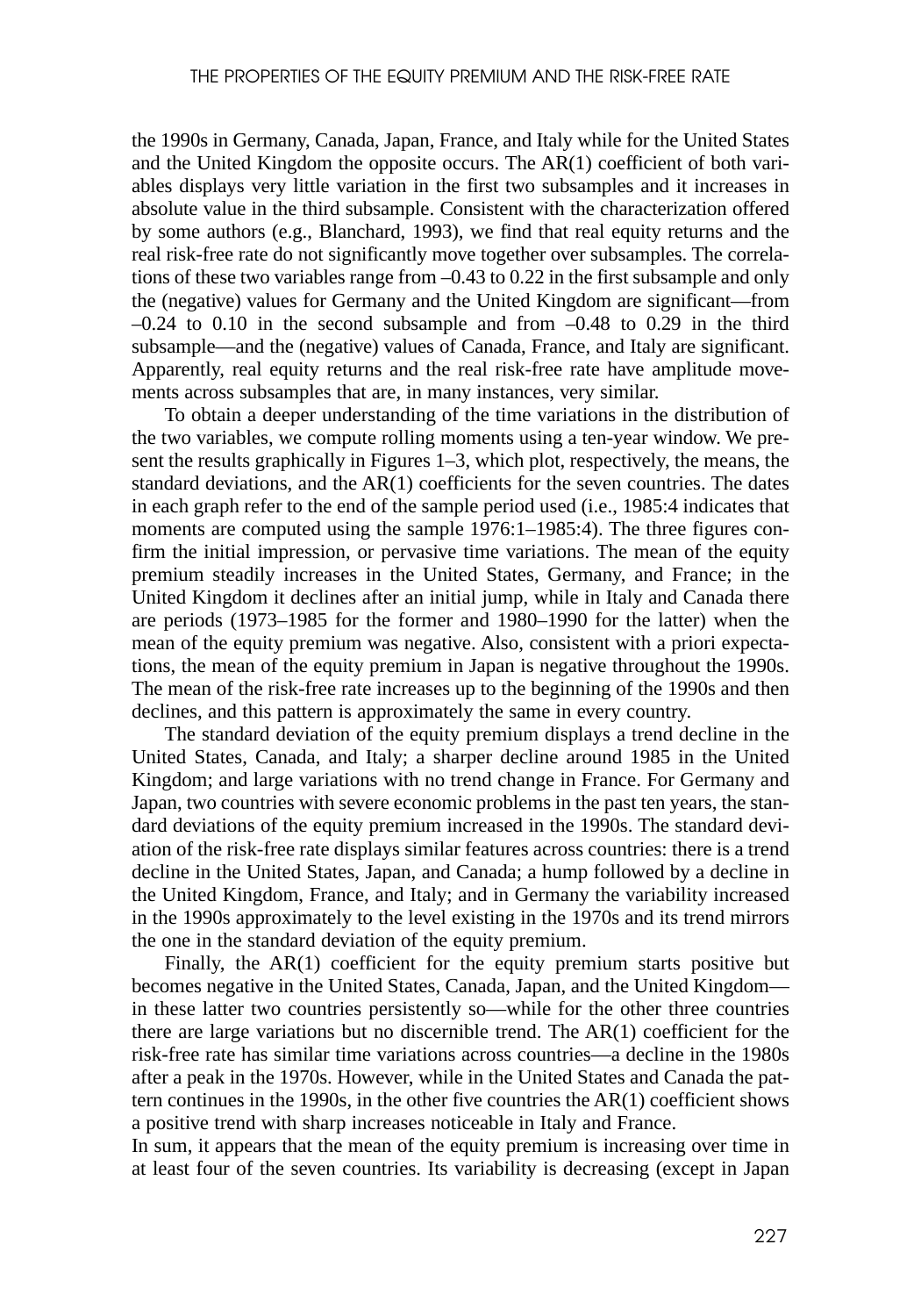the 1990s in Germany, Canada, Japan, France, and Italy while for the United States and the United Kingdom the opposite occurs. The AR(1) coefficient of both variables displays very little variation in the first two subsamples and it increases in absolute value in the third subsample. Consistent with the characterization offered by some authors (e.g., Blanchard, 1993), we find that real equity returns and the real risk-free rate do not significantly move together over subsamples. The correlations of these two variables range from –0.43 to 0.22 in the first subsample and only the (negative) values for Germany and the United Kingdom are significant—from –0.24 to 0.10 in the second subsample and from –0.48 to 0.29 in the third subsample—and the (negative) values of Canada, France, and Italy are significant. Apparently, real equity returns and the real risk-free rate have amplitude movements across subsamples that are, in many instances, very similar.

To obtain a deeper understanding of the time variations in the distribution of the two variables, we compute rolling moments using a ten-year window. We present the results graphically in Figures 1–3, which plot, respectively, the means, the standard deviations, and the AR(1) coefficients for the seven countries. The dates in each graph refer to the end of the sample period used (i.e., 1985:4 indicates that moments are computed using the sample 1976:1–1985:4). The three figures confirm the initial impression, or pervasive time variations. The mean of the equity premium steadily increases in the United States, Germany, and France; in the United Kingdom it declines after an initial jump, while in Italy and Canada there are periods (1973–1985 for the former and 1980–1990 for the latter) when the mean of the equity premium was negative. Also, consistent with a priori expectations, the mean of the equity premium in Japan is negative throughout the 1990s. The mean of the risk-free rate increases up to the beginning of the 1990s and then declines, and this pattern is approximately the same in every country.

The standard deviation of the equity premium displays a trend decline in the United States, Canada, and Italy; a sharper decline around 1985 in the United Kingdom; and large variations with no trend change in France. For Germany and Japan, two countries with severe economic problems in the past ten years, the standard deviations of the equity premium increased in the 1990s. The standard deviation of the risk-free rate displays similar features across countries: there is a trend decline in the United States, Japan, and Canada; a hump followed by a decline in the United Kingdom, France, and Italy; and in Germany the variability increased in the 1990s approximately to the level existing in the 1970s and its trend mirrors the one in the standard deviation of the equity premium.

Finally, the AR(1) coefficient for the equity premium starts positive but becomes negative in the United States, Canada, Japan, and the United Kingdom—in these latter two countries persistently so—while for the other three countries there are large variations but no discernible trend. The AR(1) coefficient for the risk-free rate has similar time variations across countries—a decline in the 1980s after a peak in the 1970s. However, while in the United States and Canada the pattern continues in the 1990s, in the other five countries the AR(1) coefficient shows a positive trend with sharp increases noticeable in Italy and France.

In sum, it appears that the mean of the equity premium is increasing over time in at least four of the seven countries. Its variability is decreasing (except in Japan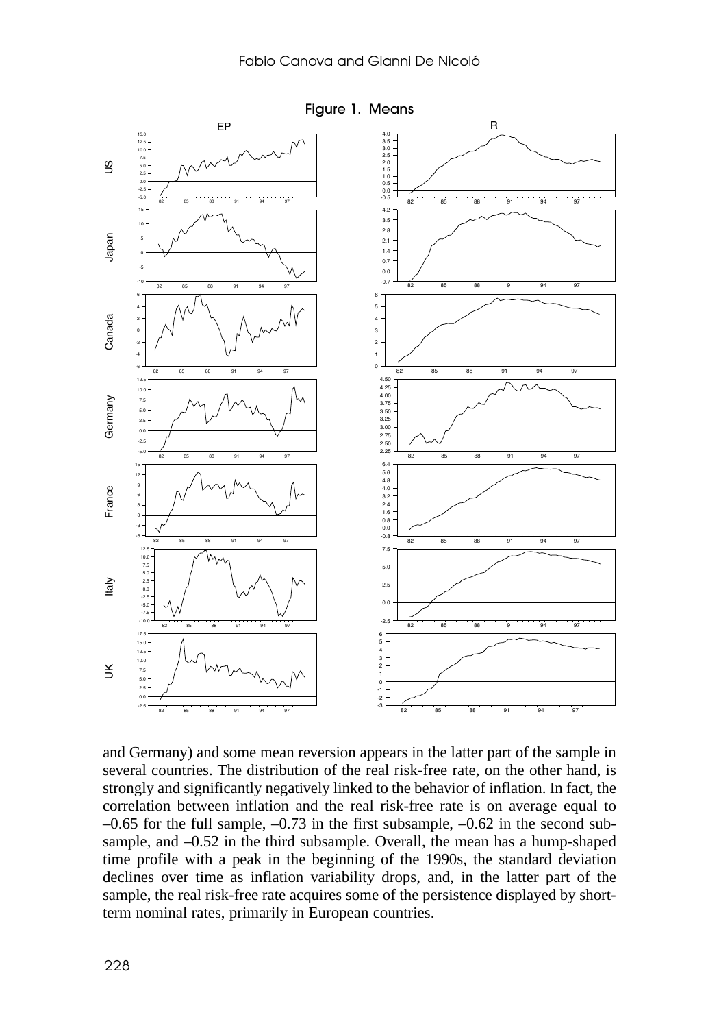Figure 1. Means

and Germany) and some mean reversion appears in the latter part of the sample in several countries. The distribution of the real risk-free rate, on the other hand, is strongly and significantly negatively linked to the behavior of inflation. In fact, the correlation between inflation and the real risk-free rate is on average equal to –0.65 for the full sample, –0.73 in the first subsample, –0.62 in the second subsample, and –0.52 in the third subsample. Overall, the mean has a hump-shaped time profile with a peak in the beginning of the 1990s, the standard deviation declines over time as inflation variability drops, and, in the latter part of the sample, the real risk-free rate acquires some of the persistence displayed by short-term nominal rates, primarily in European countries.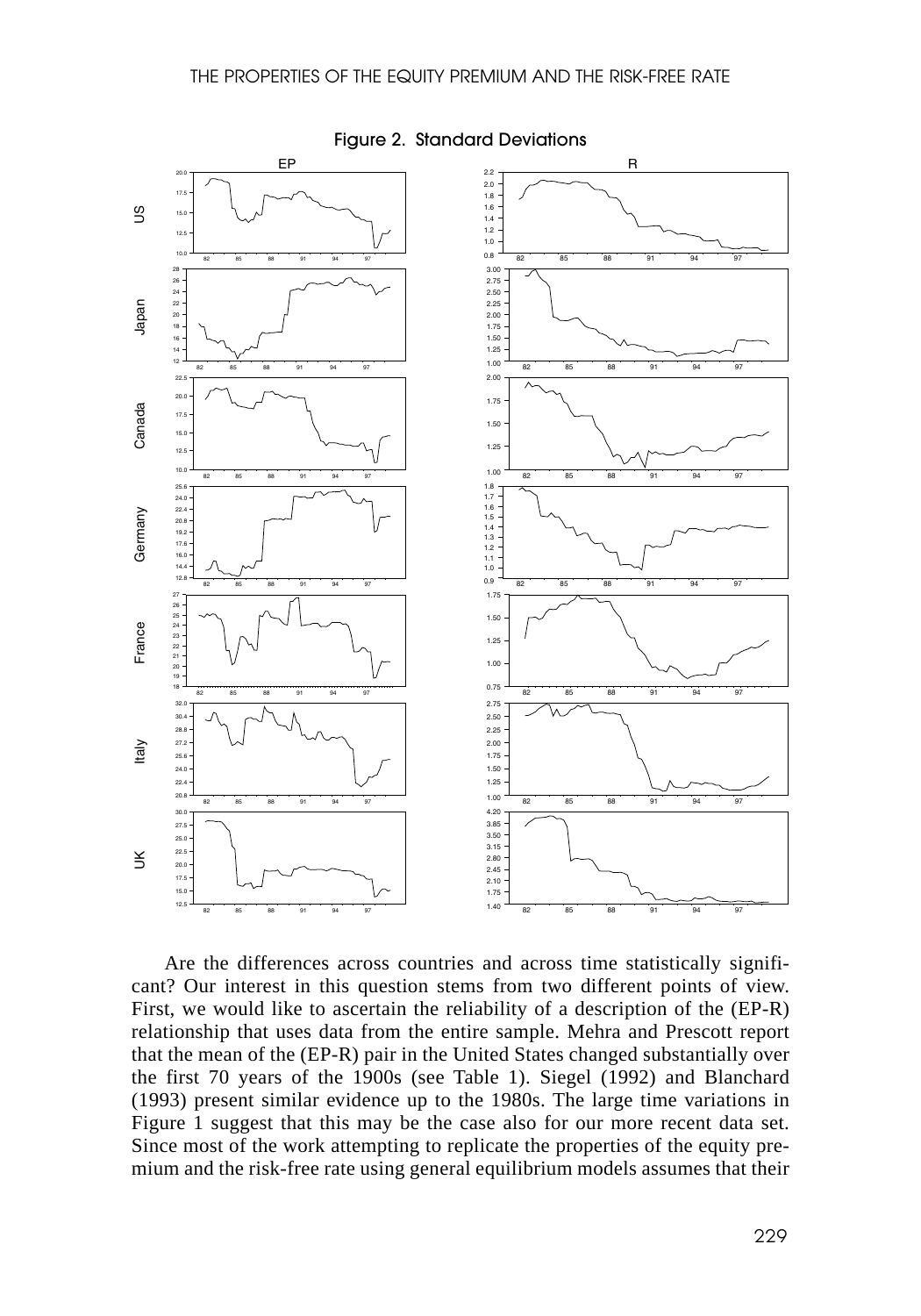Figure 2. Standard Deviations

Are the differences across countries and across time statistically significant? Our interest in this question stems from two different points of view. First, we would like to ascertain the reliability of a description of the (EP-R) relationship that uses data from the entire sample. Mehra and Prescott report that the mean of the (EP-R) pair in the United States changed substantially over the first 70 years of the 1900s (see Table 1). Siegel (1992) and Blanchard (1993) present similar evidence up to the 1980s. The large time variations in Figure 1 suggest that this may be the case also for our more recent data set. Since most of the work attempting to replicate the properties of the equity premium and the risk-free rate using general equilibrium models assumes that their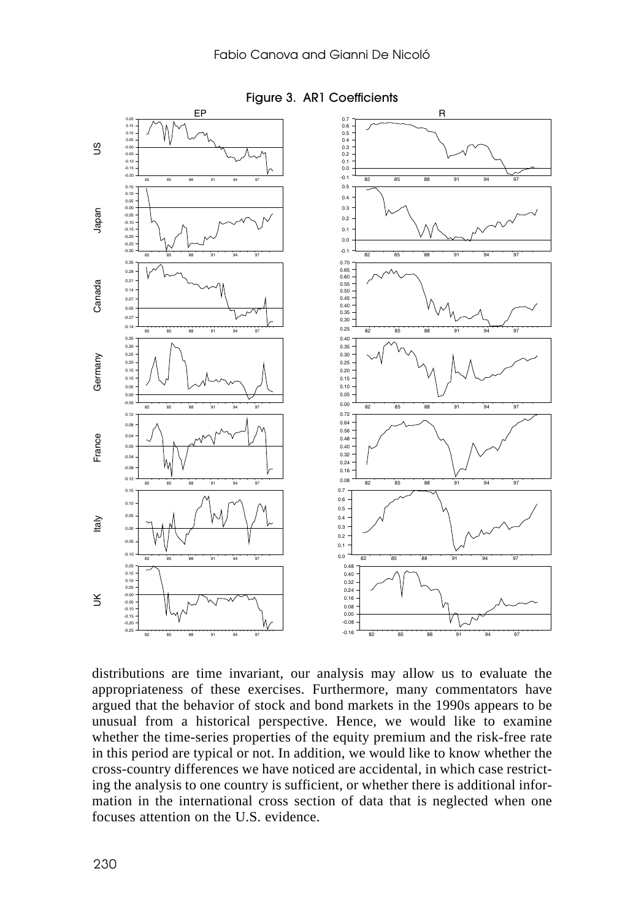Figure 3. AR1 Coefficients

distributions are time invariant, our analysis may allow us to evaluate the appropriateness of these exercises. Furthermore, many commentators have argued that the behavior of stock and bond markets in the 1990s appears to be unusual from a historical perspective. Hence, we would like to examine whether the time-series properties of the equity premium and the risk-free rate in this period are typical or not. In addition, we would like to know whether the cross-country differences we have noticed are accidental, in which case restricting the analysis to one country is sufficient, or whether there is additional information in the international cross section of data that is neglected when one focuses attention on the U.S. evidence.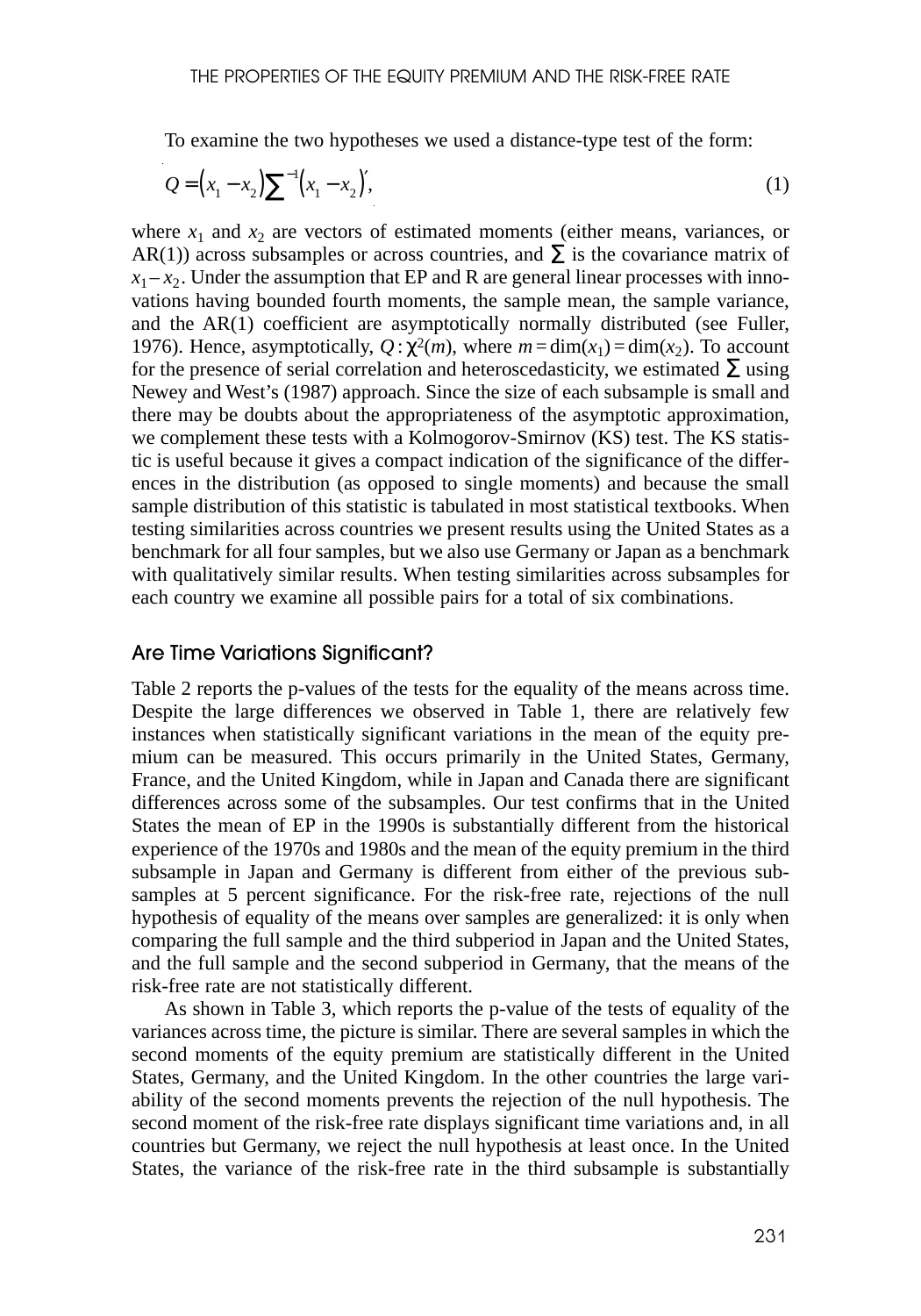To examine the two hypotheses we used a distance-type test of the form:

$$Q = (x_1 - x_2) \sum^{-1} (x_1 - x_2)', \tag{1}$$

where $x_1$ and $x_2$ are vectors of estimated moments (either means, variances, or AR(1)) across subsamples or across countries, and $\Sigma$ is the covariance matrix of $x_1 - x_2$. Under the assumption that EP and R are general linear processes with innovations having bounded fourth moments, the sample mean, the sample variance, and the AR(1) coefficient are asymptotically normally distributed (see Fuller, 1976). Hence, asymptotically, $Q : \chi^2(m)$, where $m = \dim(x_1) = \dim(x_2)$. To account for the presence of serial correlation and heteroscedasticity, we estimated $\Sigma$ using Newey and West's (1987) approach. Since the size of each subsample is small and there may be doubts about the appropriateness of the asymptotic approximation, we complement these tests with a Kolmogorov-Smirnov (KS) test. The KS statistic is useful because it gives a compact indication of the significance of the differences in the distribution (as opposed to single moments) and because the small sample distribution of this statistic is tabulated in most statistical textbooks. When testing similarities across countries we present results using the United States as a benchmark for all four samples, but we also use Germany or Japan as a benchmark with qualitatively similar results. When testing similarities across subsamples for each country we examine all possible pairs for a total of six combinations.

## Are Time Variations Significant?

Table 2 reports the p-values of the tests for the equality of the means across time. Despite the large differences we observed in Table 1, there are relatively few instances when statistically significant variations in the mean of the equity premium can be measured. This occurs primarily in the United States, Germany, France, and the United Kingdom, while in Japan and Canada there are significant differences across some of the subsamples. Our test confirms that in the United States the mean of EP in the 1990s is substantially different from the historical experience of the 1970s and 1980s and the mean of the equity premium in the third subsample in Japan and Germany is different from either of the previous subsamples at 5 percent significance. For the risk-free rate, rejections of the null hypothesis of equality of the means over samples are generalized: it is only when comparing the full sample and the third subperiod in Japan and the United States, and the full sample and the second subperiod in Germany, that the means of the risk-free rate are not statistically different.

As shown in Table 3, which reports the p-value of the tests of equality of the variances across time, the picture is similar. There are several samples in which the second moments of the equity premium are statistically different in the United States, Germany, and the United Kingdom. In the other countries the large variability of the second moments prevents the rejection of the null hypothesis. The second moment of the risk-free rate displays significant time variations and, in all countries but Germany, we reject the null hypothesis at least once. In the United States, the variance of the risk-free rate in the third subsample is substantially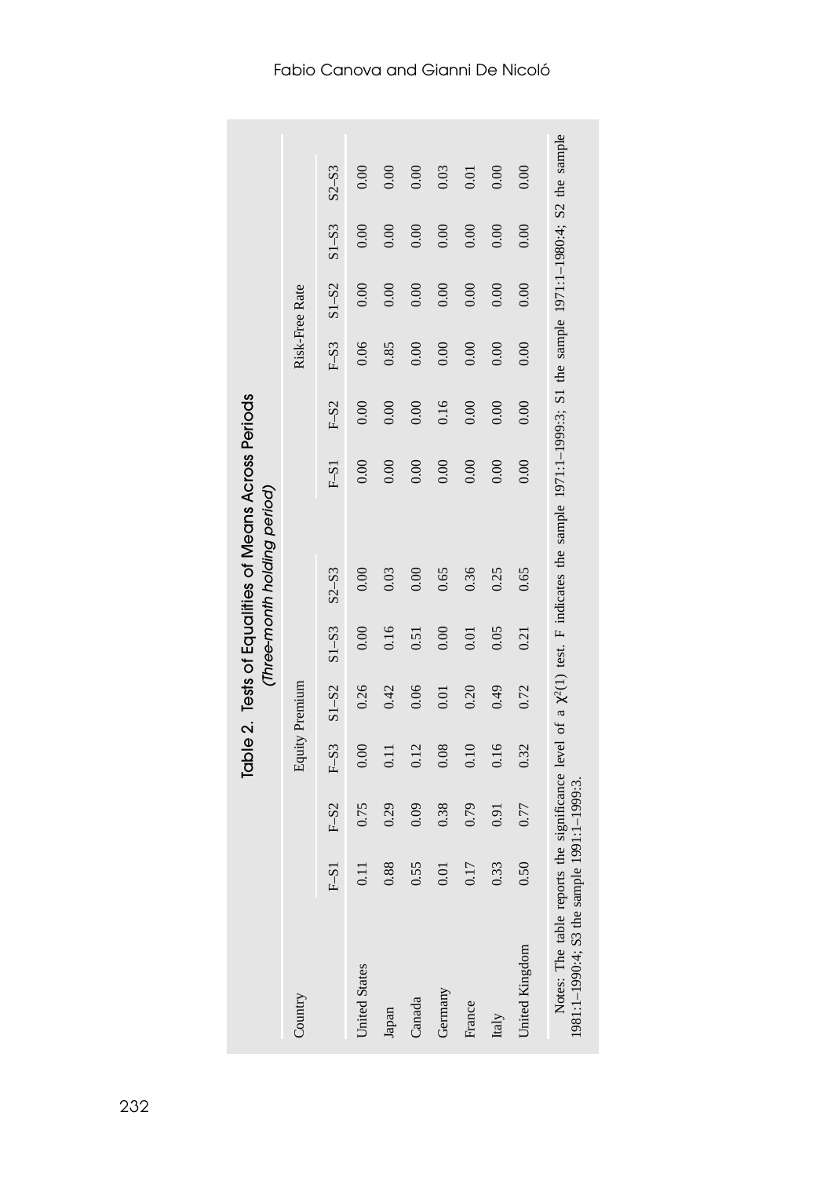**Table 2. Tests of Equalities of Means Across Periods**
*(Three-month holding period)*

| Country | Equity Premium | | | | | | Risk-Free Rate | | | | | |
|---|---|---|---|---|---|---|---|---|---|---|---|---|
| | F–S1 | F–S2 | F–S3 | S1–S2 | S1–S3 | S2–S3 | F–S1 | F–S2 | F–S3 | S1–S2 | S1–S3 | S2–S3 |
| United States | 0.11 | 0.75 | 0.00 | 0.26 | 0.00 | 0.00 | 0.00 | 0.00 | 0.06 | 0.00 | 0.00 | 0.00 |
| Japan | 0.88 | 0.29 | 0.11 | 0.42 | 0.16 | 0.03 | 0.00 | 0.00 | 0.85 | 0.00 | 0.00 | 0.00 |
| Canada | 0.55 | 0.09 | 0.12 | 0.06 | 0.51 | 0.00 | 0.00 | 0.00 | 0.00 | 0.00 | 0.00 | 0.00 |
| Germany | 0.01 | 0.38 | 0.08 | 0.01 | 0.00 | 0.65 | 0.00 | 0.16 | 0.00 | 0.00 | 0.00 | 0.03 |
| France | 0.17 | 0.79 | 0.10 | 0.20 | 0.01 | 0.36 | 0.00 | 0.00 | 0.00 | 0.00 | 0.00 | 0.01 |
| Italy | 0.33 | 0.91 | 0.16 | 0.49 | 0.05 | 0.25 | 0.00 | 0.00 | 0.00 | 0.00 | 0.00 | 0.00 |
| United Kingdom | 0.50 | 0.77 | 0.32 | 0.72 | 0.21 | 0.65 | 0.00 | 0.00 | 0.00 | 0.00 | 0.00 | 0.00 |

Notes: The table reports the significance level of a $\chi^2(1)$ test. F indicates the sample 1971:1–1999:3; S1 the sample 1971:1–1980:4; S2 the sample 1981:1–1990:4; S3 the sample 1991:1–1999:3.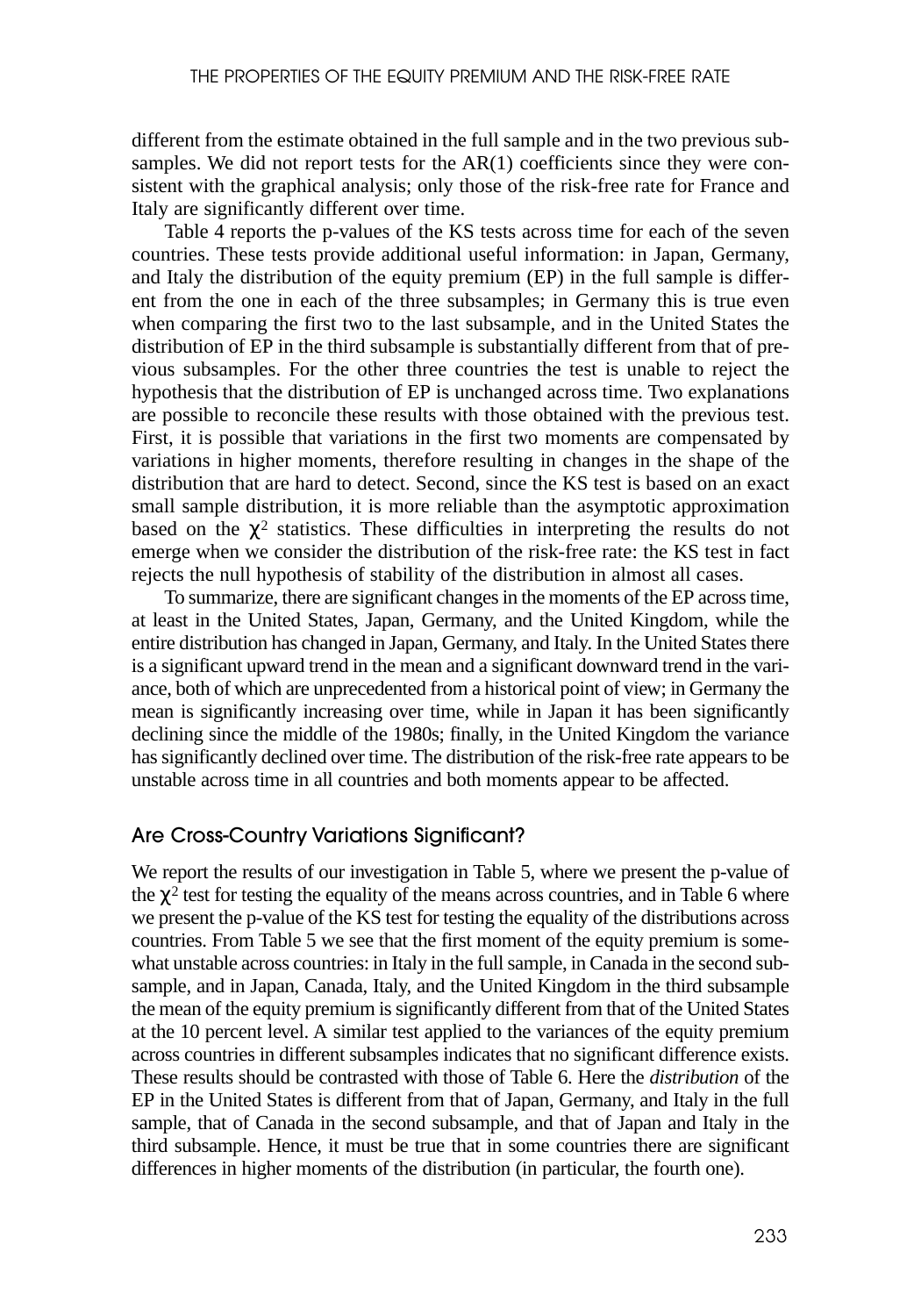different from the estimate obtained in the full sample and in the two previous subsamples. We did not report tests for the AR(1) coefficients since they were consistent with the graphical analysis; only those of the risk-free rate for France and Italy are significantly different over time.

Table 4 reports the p-values of the KS tests across time for each of the seven countries. These tests provide additional useful information: in Japan, Germany, and Italy the distribution of the equity premium (EP) in the full sample is different from the one in each of the three subsamples; in Germany this is true even when comparing the first two to the last subsample, and in the United States the distribution of EP in the third subsample is substantially different from that of previous subsamples. For the other three countries the test is unable to reject the hypothesis that the distribution of EP is unchanged across time. Two explanations are possible to reconcile these results with those obtained with the previous test. First, it is possible that variations in the first two moments are compensated by variations in higher moments, therefore resulting in changes in the shape of the distribution that are hard to detect. Second, since the KS test is based on an exact small sample distribution, it is more reliable than the asymptotic approximation based on the $\chi^2$ statistics. These difficulties in interpreting the results do not emerge when we consider the distribution of the risk-free rate: the KS test in fact rejects the null hypothesis of stability of the distribution in almost all cases.

To summarize, there are significant changes in the moments of the EP across time, at least in the United States, Japan, Germany, and the United Kingdom, while the entire distribution has changed in Japan, Germany, and Italy. In the United States there is a significant upward trend in the mean and a significant downward trend in the variance, both of which are unprecedented from a historical point of view; in Germany the mean is significantly increasing over time, while in Japan it has been significantly declining since the middle of the 1980s; finally, in the United Kingdom the variance has significantly declined over time. The distribution of the risk-free rate appears to be unstable across time in all countries and both moments appear to be affected.

## Are Cross-Country Variations Significant?

We report the results of our investigation in Table 5, where we present the p-value of the $\chi^2$ test for testing the equality of the means across countries, and in Table 6 where we present the p-value of the KS test for testing the equality of the distributions across countries. From Table 5 we see that the first moment of the equity premium is somewhat unstable across countries: in Italy in the full sample, in Canada in the second subsample, and in Japan, Canada, Italy, and the United Kingdom in the third subsample the mean of the equity premium is significantly different from that of the United States at the 10 percent level. A similar test applied to the variances of the equity premium across countries in different subsamples indicates that no significant difference exists. These results should be contrasted with those of Table 6. Here the *distribution* of the EP in the United States is different from that of Japan, Germany, and Italy in the full sample, that of Canada in the second subsample, and that of Japan and Italy in the third subsample. Hence, it must be true that in some countries there are significant differences in higher moments of the distribution (in particular, the fourth one).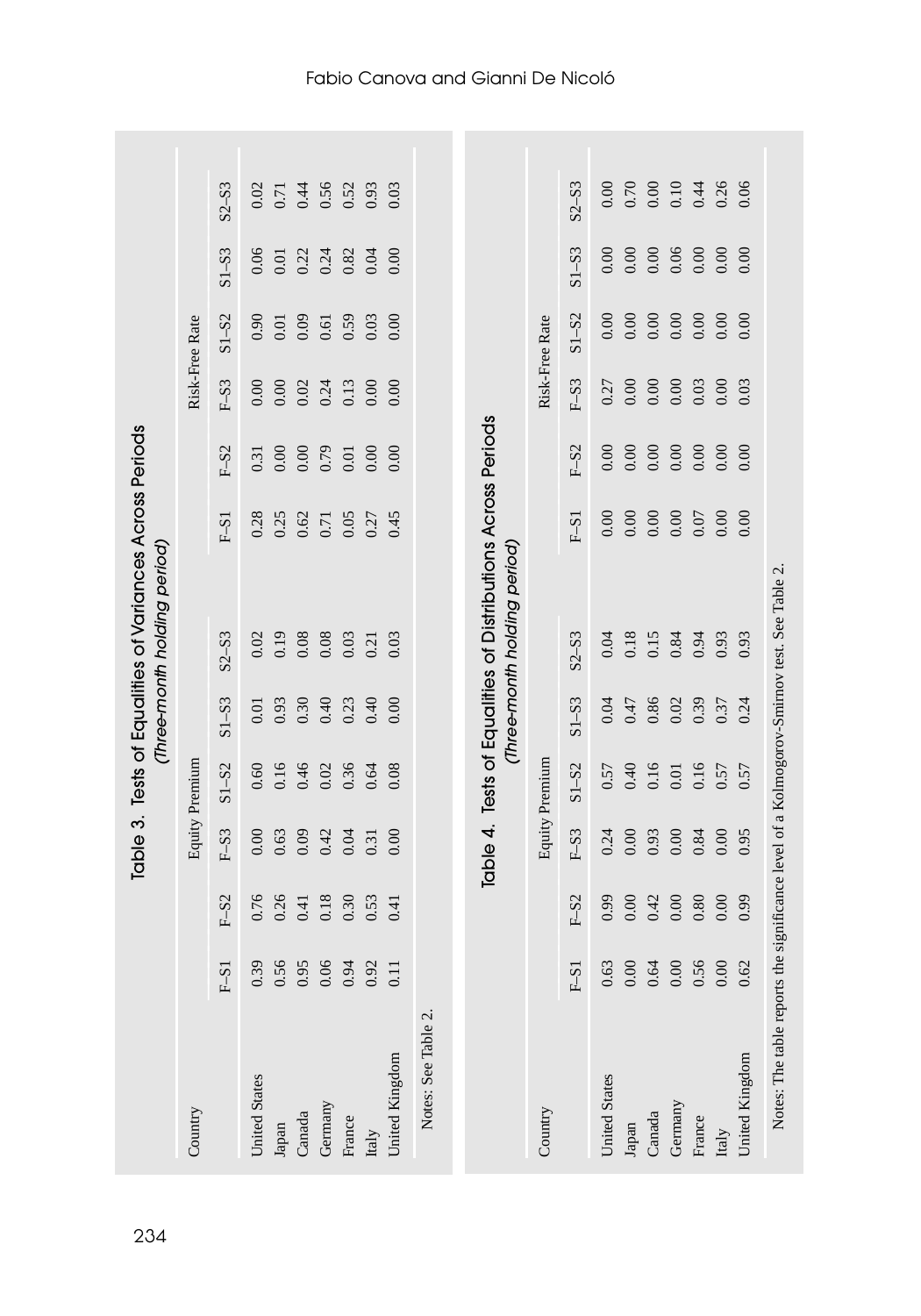## Table 3. Tests of Equalities of Variances Across Periods

*(Three-month holding period)*

| Country | Equity Premium | | | | | | Risk-Free Rate | | | | | |
|---|---|---|---|---|---|---|---|---|---|---|---|---|
| | F–S1 | F–S2 | F–S3 | S1–S2 | S1–S3 | S2–S3 | F–S1 | F–S2 | F–S3 | S1–S2 | S1–S3 | S2–S3 |
| United States | 0.39 | 0.76 | 0.00 | 0.60 | 0.01 | 0.02 | 0.28 | 0.31 | 0.00 | 0.90 | 0.06 | 0.02 |
| Japan | 0.56 | 0.26 | 0.63 | 0.16 | 0.93 | 0.19 | 0.25 | 0.00 | 0.00 | 0.01 | 0.01 | 0.71 |
| Canada | 0.95 | 0.41 | 0.09 | 0.46 | 0.30 | 0.08 | 0.62 | 0.00 | 0.02 | 0.09 | 0.22 | 0.44 |
| Germany | 0.06 | 0.18 | 0.42 | 0.02 | 0.40 | 0.08 | 0.71 | 0.79 | 0.24 | 0.61 | 0.24 | 0.56 |
| France | 0.94 | 0.30 | 0.04 | 0.36 | 0.23 | 0.03 | 0.05 | 0.01 | 0.13 | 0.59 | 0.82 | 0.52 |
| Italy | 0.92 | 0.53 | 0.31 | 0.64 | 0.40 | 0.21 | 0.27 | 0.00 | 0.00 | 0.03 | 0.04 | 0.93 |
| United Kingdom | 0.11 | 0.41 | 0.00 | 0.08 | 0.00 | 0.03 | 0.45 | 0.00 | 0.00 | 0.00 | 0.00 | 0.03 |

Notes: See Table 2.

## Table 4. Tests of Equalities of Distributions Across Periods

*(Three-month holding period)*

| Country | Equity Premium | | | | | | Risk-Free Rate | | | | | |
|---|---|---|---|---|---|---|---|---|---|---|---|---|
| | F–S1 | F–S2 | F–S3 | S1–S2 | S1–S3 | S2–S3 | F–S1 | F–S2 | F–S3 | S1–S2 | S1–S3 | S2–S3 |
| United States | 0.63 | 0.99 | 0.24 | 0.57 | 0.04 | 0.04 | 0.00 | 0.00 | 0.27 | 0.00 | 0.00 | 0.00 |
| Japan | 0.00 | 0.00 | 0.00 | 0.40 | 0.47 | 0.18 | 0.00 | 0.00 | 0.00 | 0.00 | 0.00 | 0.70 |
| Canada | 0.64 | 0.42 | 0.93 | 0.16 | 0.86 | 0.15 | 0.00 | 0.00 | 0.00 | 0.00 | 0.00 | 0.00 |
| Germany | 0.00 | 0.00 | 0.00 | 0.01 | 0.02 | 0.84 | 0.00 | 0.00 | 0.00 | 0.00 | 0.06 | 0.10 |
| France | 0.56 | 0.80 | 0.84 | 0.16 | 0.39 | 0.94 | 0.07 | 0.00 | 0.03 | 0.00 | 0.00 | 0.44 |
| Italy | 0.00 | 0.00 | 0.00 | 0.57 | 0.37 | 0.93 | 0.00 | 0.00 | 0.00 | 0.00 | 0.00 | 0.26 |
| United Kingdom | 0.62 | 0.99 | 0.95 | 0.57 | 0.24 | 0.93 | 0.00 | 0.00 | 0.03 | 0.00 | 0.00 | 0.06 |

Notes: The table reports the significance level of a Kolmogorov-Smirnov test. See Table 2.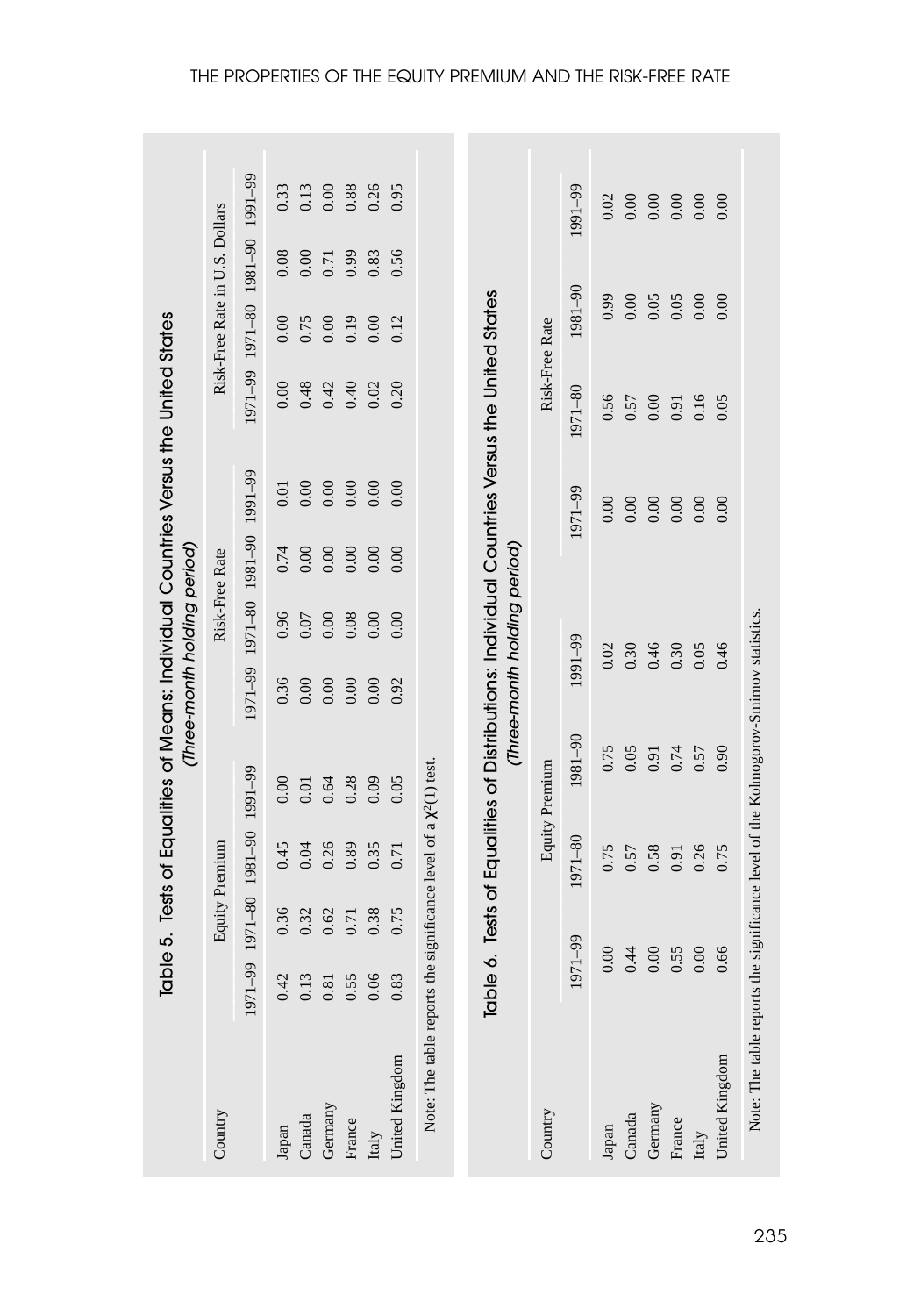## Table 5. Tests of Equalities of Means: Individual Countries Versus the United States

*(Three-month holding period)*

| Country | Equity Premium | | | | Risk-Free Rate | | | | Risk-Free Rate in U.S. Dollars | | | |
|---|---|---|---|---|---|---|---|---|---|---|---|---|
| | 1971–99 | 1971–80 | 1981–90 | 1991–99 | 1971–99 | 1971–80 | 1981–90 | 1991–99 | 1971–99 | 1971–80 | 1981–90 | 1991–99 |
| Japan | 0.42 | 0.36 | 0.45 | 0.00 | 0.36 | 0.96 | 0.74 | 0.01 | 0.00 | 0.00 | 0.08 | 0.33 |
| Canada | 0.13 | 0.32 | 0.04 | 0.01 | 0.00 | 0.07 | 0.00 | 0.00 | 0.48 | 0.75 | 0.00 | 0.13 |
| Germany | 0.81 | 0.62 | 0.26 | 0.64 | 0.00 | 0.00 | 0.00 | 0.00 | 0.42 | 0.00 | 0.71 | 0.00 |
| France | 0.55 | 0.71 | 0.89 | 0.28 | 0.00 | 0.08 | 0.00 | 0.00 | 0.40 | 0.19 | 0.99 | 0.88 |
| Italy | 0.06 | 0.38 | 0.35 | 0.09 | 0.00 | 0.00 | 0.00 | 0.00 | 0.02 | 0.00 | 0.83 | 0.26 |
| United Kingdom | 0.83 | 0.75 | 0.71 | 0.05 | 0.92 | 0.00 | 0.00 | 0.00 | 0.20 | 0.12 | 0.56 | 0.95 |

Note: The table reports the significance level of a $\chi^2(1)$ test.

## Table 6. Tests of Equalities of Distributions: Individual Countries Versus the United States

*(Three-month holding period)*

| Country | Equity Premium | | | | Risk-Free Rate | | | |
|---|---|---|---|---|---|---|---|---|
| | 1971–99 | 1971–80 | 1981–90 | 1991–99 | 1971–99 | 1971–80 | 1981–90 | 1991–99 |
| Japan | 0.00 | 0.75 | 0.75 | 0.02 | 0.00 | 0.56 | 0.99 | 0.02 |
| Canada | 0.44 | 0.57 | 0.05 | 0.30 | 0.00 | 0.57 | 0.00 | 0.00 |
| Germany | 0.00 | 0.58 | 0.91 | 0.46 | 0.00 | 0.00 | 0.05 | 0.00 |
| France | 0.55 | 0.91 | 0.74 | 0.30 | 0.00 | 0.91 | 0.05 | 0.00 |
| Italy | 0.00 | 0.26 | 0.57 | 0.05 | 0.00 | 0.16 | 0.00 | 0.00 |
| United Kingdom | 0.66 | 0.75 | 0.90 | 0.46 | 0.00 | 0.05 | 0.00 | 0.00 |

Note: The table reports the significance level of the Kolmogorov-Smirnov statistics.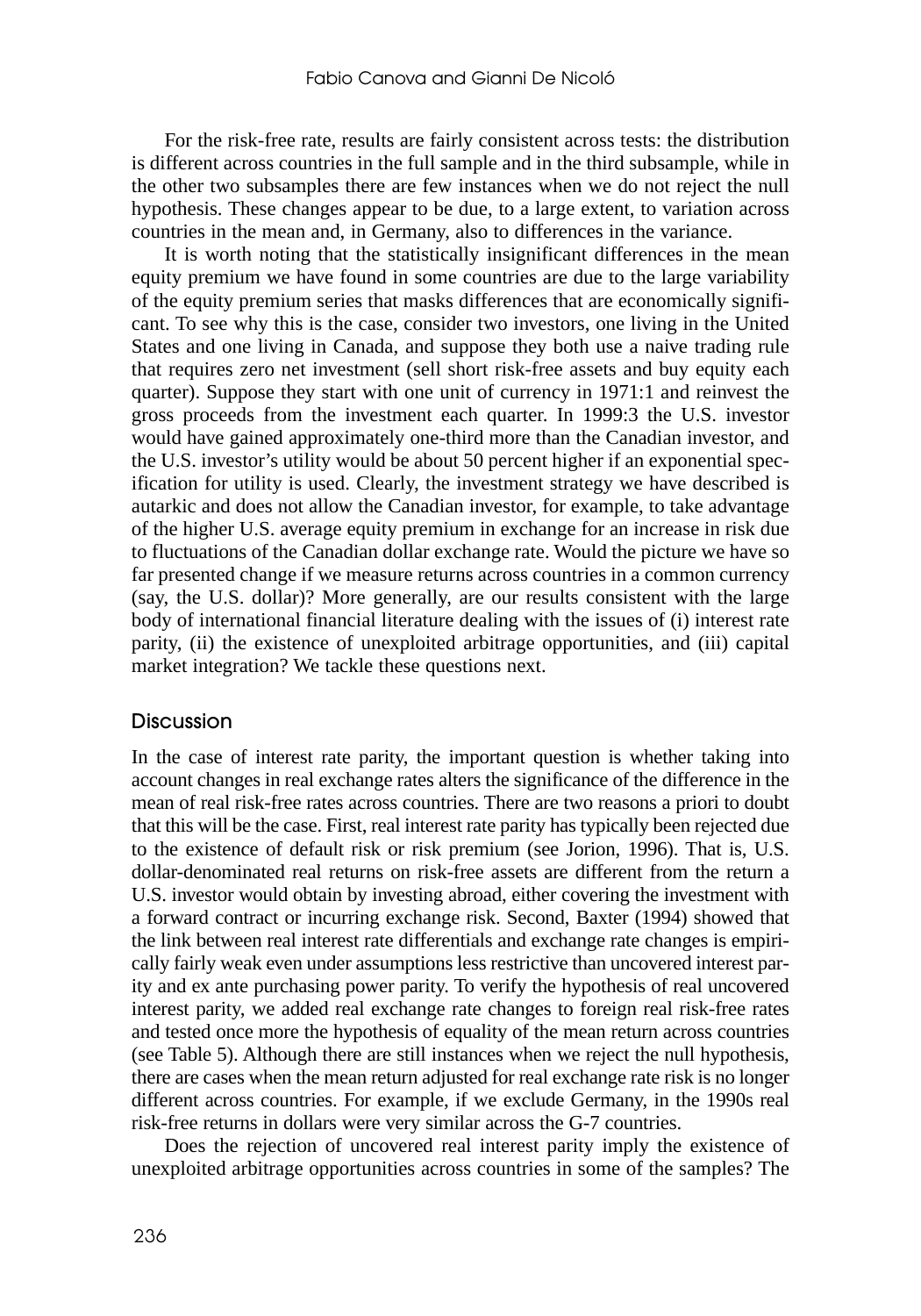For the risk-free rate, results are fairly consistent across tests: the distribution is different across countries in the full sample and in the third subsample, while in the other two subsamples there are few instances when we do not reject the null hypothesis. These changes appear to be due, to a large extent, to variation across countries in the mean and, in Germany, also to differences in the variance.

It is worth noting that the statistically insignificant differences in the mean equity premium we have found in some countries are due to the large variability of the equity premium series that masks differences that are economically significant. To see why this is the case, consider two investors, one living in the United States and one living in Canada, and suppose they both use a naive trading rule that requires zero net investment (sell short risk-free assets and buy equity each quarter). Suppose they start with one unit of currency in 1971:1 and reinvest the gross proceeds from the investment each quarter. In 1999:3 the U.S. investor would have gained approximately one-third more than the Canadian investor, and the U.S. investor's utility would be about 50 percent higher if an exponential specification for utility is used. Clearly, the investment strategy we have described is autarkic and does not allow the Canadian investor, for example, to take advantage of the higher U.S. average equity premium in exchange for an increase in risk due to fluctuations of the Canadian dollar exchange rate. Would the picture we have so far presented change if we measure returns across countries in a common currency (say, the U.S. dollar)? More generally, are our results consistent with the large body of international financial literature dealing with the issues of (i) interest rate parity, (ii) the existence of unexploited arbitrage opportunities, and (iii) capital market integration? We tackle these questions next.

## Discussion

In the case of interest rate parity, the important question is whether taking into account changes in real exchange rates alters the significance of the difference in the mean of real risk-free rates across countries. There are two reasons a priori to doubt that this will be the case. First, real interest rate parity has typically been rejected due to the existence of default risk or risk premium (see Jorion, 1996). That is, U.S. dollar-denominated real returns on risk-free assets are different from the return a U.S. investor would obtain by investing abroad, either covering the investment with a forward contract or incurring exchange risk. Second, Baxter (1994) showed that the link between real interest rate differentials and exchange rate changes is empirically fairly weak even under assumptions less restrictive than uncovered interest parity and ex ante purchasing power parity. To verify the hypothesis of real uncovered interest parity, we added real exchange rate changes to foreign real risk-free rates and tested once more the hypothesis of equality of the mean return across countries (see Table 5). Although there are still instances when we reject the null hypothesis, there are cases when the mean return adjusted for real exchange rate risk is no longer different across countries. For example, if we exclude Germany, in the 1990s real risk-free returns in dollars were very similar across the G-7 countries.

Does the rejection of uncovered real interest parity imply the existence of unexploited arbitrage opportunities across countries in some of the samples? The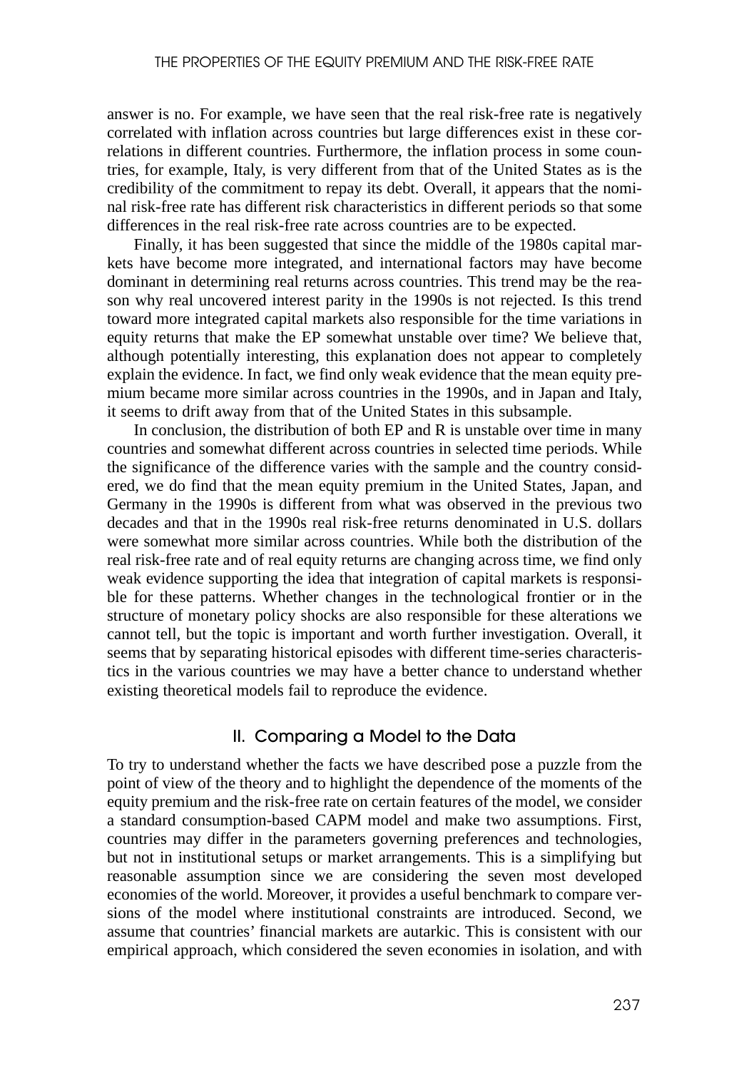answer is no. For example, we have seen that the real risk-free rate is negatively correlated with inflation across countries but large differences exist in these correlations in different countries. Furthermore, the inflation process in some countries, for example, Italy, is very different from that of the United States as is the credibility of the commitment to repay its debt. Overall, it appears that the nominal risk-free rate has different risk characteristics in different periods so that some differences in the real risk-free rate across countries are to be expected.

Finally, it has been suggested that since the middle of the 1980s capital markets have become more integrated, and international factors may have become dominant in determining real returns across countries. This trend may be the reason why real uncovered interest parity in the 1990s is not rejected. Is this trend toward more integrated capital markets also responsible for the time variations in equity returns that make the EP somewhat unstable over time? We believe that, although potentially interesting, this explanation does not appear to completely explain the evidence. In fact, we find only weak evidence that the mean equity premium became more similar across countries in the 1990s, and in Japan and Italy, it seems to drift away from that of the United States in this subsample.

In conclusion, the distribution of both EP and R is unstable over time in many countries and somewhat different across countries in selected time periods. While the significance of the difference varies with the sample and the country considered, we do find that the mean equity premium in the United States, Japan, and Germany in the 1990s is different from what was observed in the previous two decades and that in the 1990s real risk-free returns denominated in U.S. dollars were somewhat more similar across countries. While both the distribution of the real risk-free rate and of real equity returns are changing across time, we find only weak evidence supporting the idea that integration of capital markets is responsible for these patterns. Whether changes in the technological frontier or in the structure of monetary policy shocks are also responsible for these alterations we cannot tell, but the topic is important and worth further investigation. Overall, it seems that by separating historical episodes with different time-series characteristics in the various countries we may have a better chance to understand whether existing theoretical models fail to reproduce the evidence.

## II. Comparing a Model to the Data

To try to understand whether the facts we have described pose a puzzle from the point of view of the theory and to highlight the dependence of the moments of the equity premium and the risk-free rate on certain features of the model, we consider a standard consumption-based CAPM model and make two assumptions. First, countries may differ in the parameters governing preferences and technologies, but not in institutional setups or market arrangements. This is a simplifying but reasonable assumption since we are considering the seven most developed economies of the world. Moreover, it provides a useful benchmark to compare versions of the model where institutional constraints are introduced. Second, we assume that countries' financial markets are autarkic. This is consistent with our empirical approach, which considered the seven economies in isolation, and with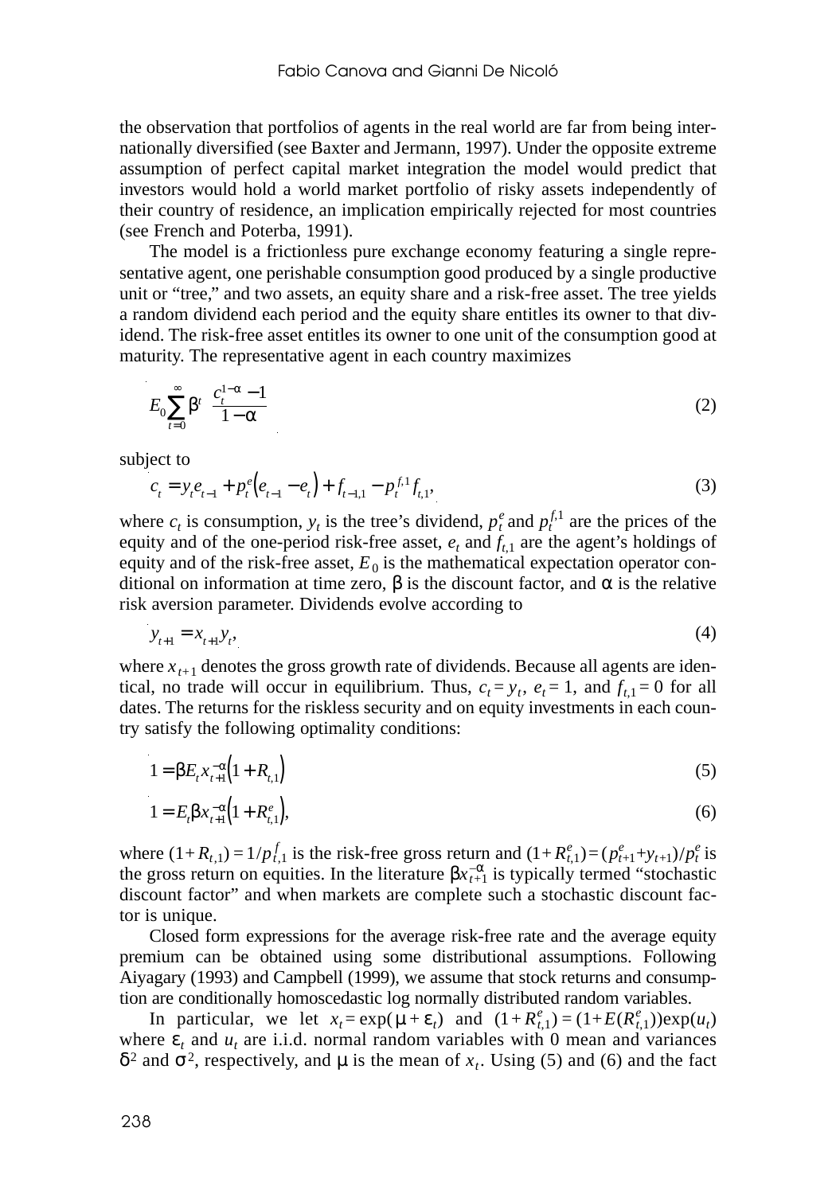the observation that portfolios of agents in the real world are far from being internationally diversified (see Baxter and Jermann, 1997). Under the opposite extreme assumption of perfect capital market integration the model would predict that investors would hold a world market portfolio of risky assets independently of their country of residence, an implication empirically rejected for most countries (see French and Poterba, 1991).

The model is a frictionless pure exchange economy featuring a single representative agent, one perishable consumption good produced by a single productive unit or "tree," and two assets, an equity share and a risk-free asset. The tree yields a random dividend each period and the equity share entitles its owner to that dividend. The risk-free asset entitles its owner to one unit of the consumption good at maturity. The representative agent in each country maximizes

$$E_0 \sum_{t=0}^{\infty} \beta^t \; \frac{c_t^{1-\alpha} - 1}{1-\alpha} \tag{2}$$

subject to

$$c_t = y_t e_{t-1} + p_t^e \left(e_{t-1} - e_t\right) + f_{t-1,1} - p_t^{f,1} f_{t,1}, \tag{3}$$

where $c_t$ is consumption, $y_t$ is the tree's dividend, $p_t^e$ and $p_t^{f,1}$ are the prices of the equity and of the one-period risk-free asset, $e_t$ and $f_{t,1}$ are the agent's holdings of equity and of the risk-free asset, $E_0$ is the mathematical expectation operator conditional on information at time zero, $\beta$ is the discount factor, and $\alpha$ is the relative risk aversion parameter. Dividends evolve according to

$$y_{t+1} = x_{t+1} y_t, \tag{4}$$

where $x_{t+1}$ denotes the gross growth rate of dividends. Because all agents are identical, no trade will occur in equilibrium. Thus, $c_t = y_t$, $e_t = 1$, and $f_{t,1} = 0$ for all dates. The returns for the riskless security and on equity investments in each country satisfy the following optimality conditions:

$$1 = \beta E_t x_{t+1}^{-\alpha} \left(1 + R_{t,1}\right) \tag{5}$$

$$1 = E_t \beta x_{t+1}^{-\alpha} \left(1 + R_{t,1}^e\right), \tag{6}$$

where $(1 + R_{t,1}) = 1/p_{t,1}^f$ is the risk-free gross return and $(1 + R_{t,1}^e) = (p_{t+1}^e + y_{t+1})/p_t^e$ is the gross return on equities. In the literature $\beta x_{t+1}^{-\alpha}$ is typically termed "stochastic discount factor" and when markets are complete such a stochastic discount factor is unique.

Closed form expressions for the average risk-free rate and the average equity premium can be obtained using some distributional assumptions. Following Aiyagary (1993) and Campbell (1999), we assume that stock returns and consumption are conditionally homoscedastic log normally distributed random variables.

In particular, we let $x_t = \exp(\mu + \varepsilon_t)$ and $(1 + R_{t,1}^e) = (1 + E(R_{t,1}^e))\exp(u_t)$ where $\varepsilon_t$ and $u_t$ are i.i.d. normal random variables with 0 mean and variances $\delta^2$ and $\sigma^2$, respectively, and $\mu$ is the mean of $x_t$. Using (5) and (6) and the fact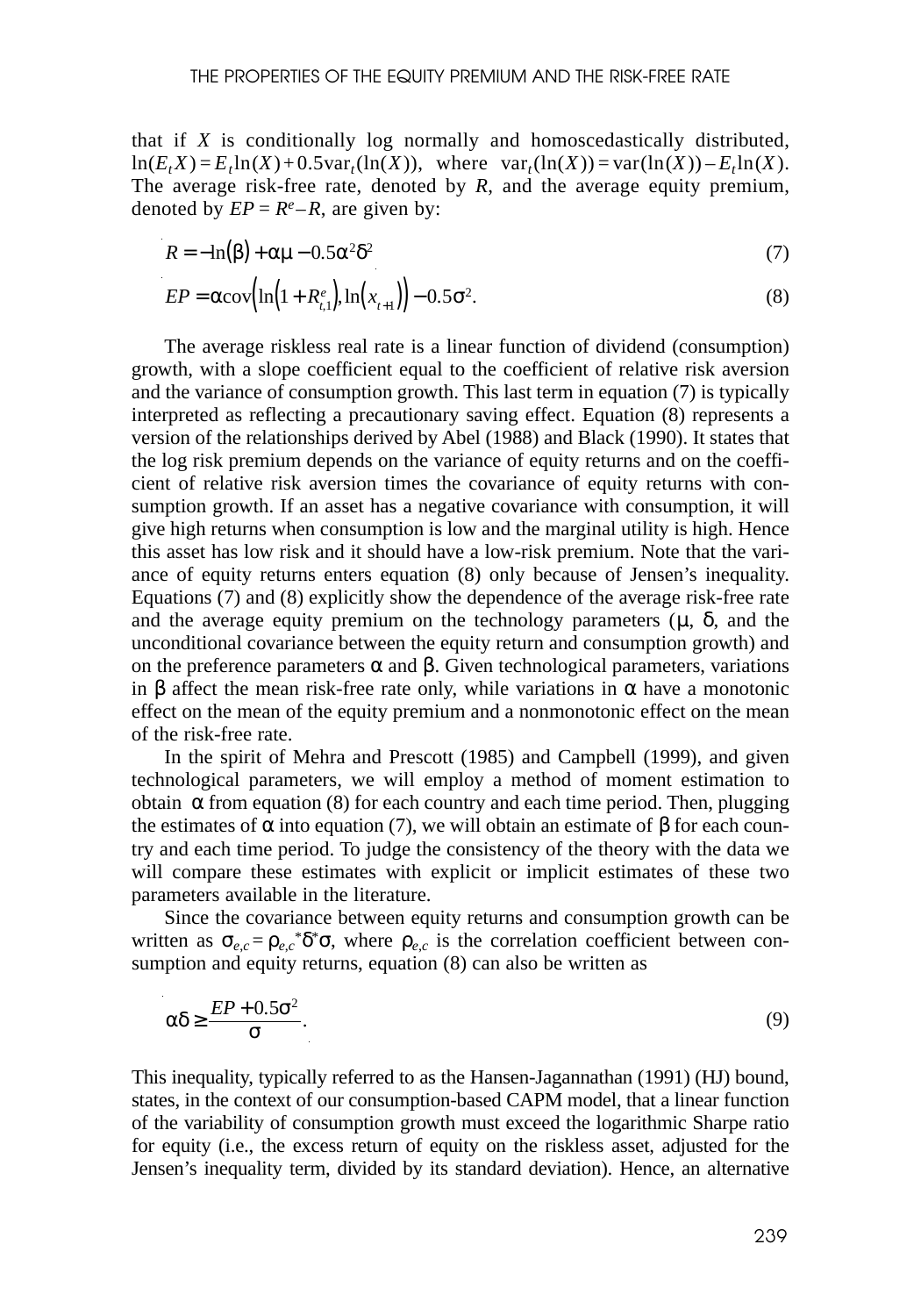that if $X$ is conditionally log normally and homoscedastically distributed, $\ln(E_t X) = E_t \ln(X) + 0.5\text{var}_t(\ln(X))$, where $\text{var}_t(\ln(X)) = \text{var}(\ln(X)) - E_t \ln(X)$. The average risk-free rate, denoted by $R$, and the average equity premium, denoted by $EP = R^e - R$, are given by:

$$R = -\ln(\beta) + \alpha\mu - 0.5\alpha^2\delta^2 \tag{7}$$

$$EP = \alpha\text{cov}\left(\ln\left(1 + R^e_{t,1}\right), \ln\left(x_{t+1}\right)\right) - 0.5\sigma^2. \tag{8}$$

The average riskless real rate is a linear function of dividend (consumption) growth, with a slope coefficient equal to the coefficient of relative risk aversion and the variance of consumption growth. This last term in equation (7) is typically interpreted as reflecting a precautionary saving effect. Equation (8) represents a version of the relationships derived by Abel (1988) and Black (1990). It states that the log risk premium depends on the variance of equity returns and on the coefficient of relative risk aversion times the covariance of equity returns with consumption growth. If an asset has a negative covariance with consumption, it will give high returns when consumption is low and the marginal utility is high. Hence this asset has low risk and it should have a low-risk premium. Note that the variance of equity returns enters equation (8) only because of Jensen's inequality. Equations (7) and (8) explicitly show the dependence of the average risk-free rate and the average equity premium on the technology parameters ($\mu$, $\delta$, and the unconditional covariance between the equity return and consumption growth) and on the preference parameters $\alpha$ and $\beta$. Given technological parameters, variations in $\beta$ affect the mean risk-free rate only, while variations in $\alpha$ have a monotonic effect on the mean of the equity premium and a nonmonotonic effect on the mean of the risk-free rate.

In the spirit of Mehra and Prescott (1985) and Campbell (1999), and given technological parameters, we will employ a method of moment estimation to obtain $\alpha$ from equation (8) for each country and each time period. Then, plugging the estimates of $\alpha$ into equation (7), we will obtain an estimate of $\beta$ for each country and each time period. To judge the consistency of the theory with the data we will compare these estimates with explicit or implicit estimates of these two parameters available in the literature.

Since the covariance between equity returns and consumption growth can be written as $\sigma_{e,c} = \rho_{e,c}{}^*\delta^*\sigma$, where $\rho_{e,c}$ is the correlation coefficient between consumption and equity returns, equation (8) can also be written as

$$\alpha\delta \geq \frac{EP + 0.5\sigma^2}{\sigma}. \tag{9}$$

This inequality, typically referred to as the Hansen-Jagannathan (1991) (HJ) bound, states, in the context of our consumption-based CAPM model, that a linear function of the variability of consumption growth must exceed the logarithmic Sharpe ratio for equity (i.e., the excess return of equity on the riskless asset, adjusted for the Jensen's inequality term, divided by its standard deviation). Hence, an alternative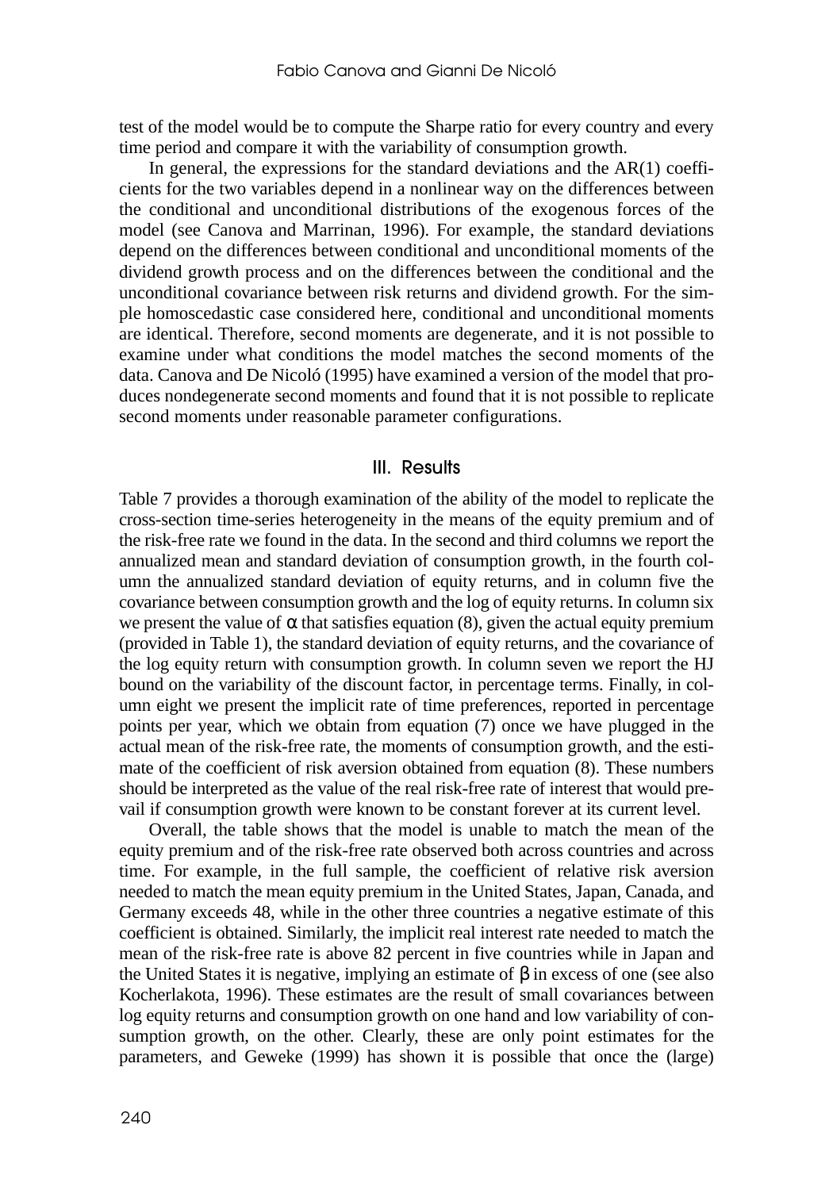test of the model would be to compute the Sharpe ratio for every country and every time period and compare it with the variability of consumption growth.

In general, the expressions for the standard deviations and the AR(1) coefficients for the two variables depend in a nonlinear way on the differences between the conditional and unconditional distributions of the exogenous forces of the model (see Canova and Marrinan, 1996). For example, the standard deviations depend on the differences between conditional and unconditional moments of the dividend growth process and on the differences between the conditional and the unconditional covariance between risk returns and dividend growth. For the simple homoscedastic case considered here, conditional and unconditional moments are identical. Therefore, second moments are degenerate, and it is not possible to examine under what conditions the model matches the second moments of the data. Canova and De Nicoló (1995) have examined a version of the model that produces nondegenerate second moments and found that it is not possible to replicate second moments under reasonable parameter configurations.

## III. Results

Table 7 provides a thorough examination of the ability of the model to replicate the cross-section time-series heterogeneity in the means of the equity premium and of the risk-free rate we found in the data. In the second and third columns we report the annualized mean and standard deviation of consumption growth, in the fourth column the annualized standard deviation of equity returns, and in column five the covariance between consumption growth and the log of equity returns. In column six we present the value of $\alpha$ that satisfies equation (8), given the actual equity premium (provided in Table 1), the standard deviation of equity returns, and the covariance of the log equity return with consumption growth. In column seven we report the HJ bound on the variability of the discount factor, in percentage terms. Finally, in column eight we present the implicit rate of time preferences, reported in percentage points per year, which we obtain from equation (7) once we have plugged in the actual mean of the risk-free rate, the moments of consumption growth, and the estimate of the coefficient of risk aversion obtained from equation (8). These numbers should be interpreted as the value of the real risk-free rate of interest that would prevail if consumption growth were known to be constant forever at its current level.

Overall, the table shows that the model is unable to match the mean of the equity premium and of the risk-free rate observed both across countries and across time. For example, in the full sample, the coefficient of relative risk aversion needed to match the mean equity premium in the United States, Japan, Canada, and Germany exceeds 48, while in the other three countries a negative estimate of this coefficient is obtained. Similarly, the implicit real interest rate needed to match the mean of the risk-free rate is above 82 percent in five countries while in Japan and the United States it is negative, implying an estimate of $\beta$ in excess of one (see also Kocherlakota, 1996). These estimates are the result of small covariances between log equity returns and consumption growth on one hand and low variability of consumption growth, on the other. Clearly, these are only point estimates for the parameters, and Geweke (1999) has shown it is possible that once the (large)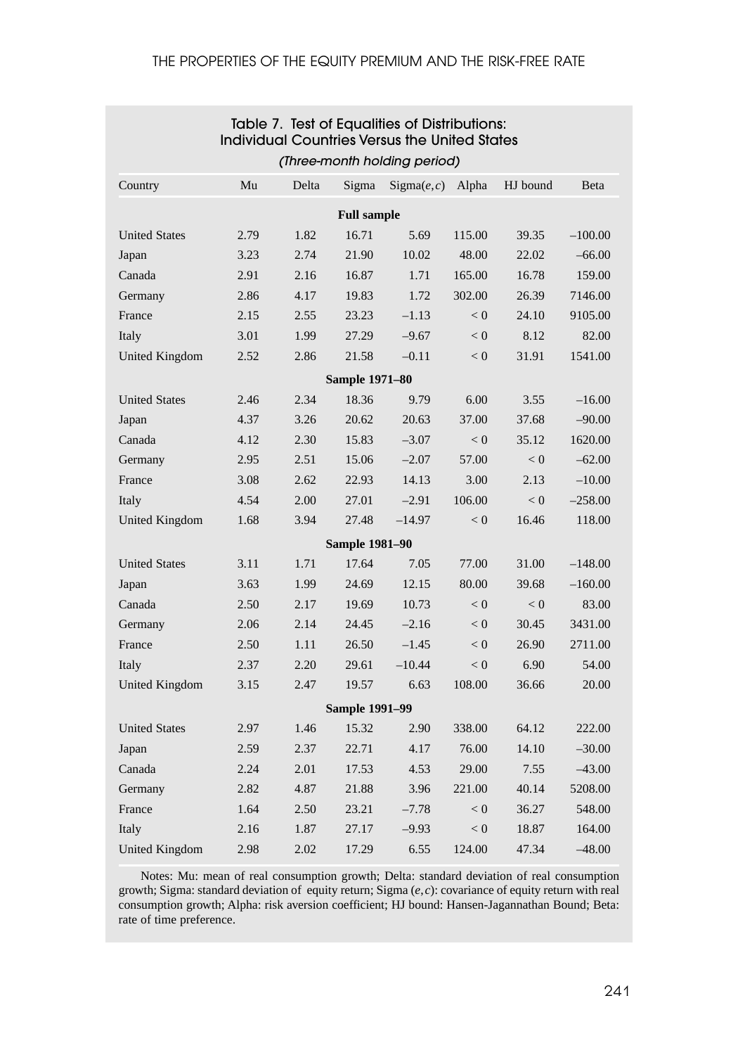## Table 7. Test of Equalities of Distributions: Individual Countries Versus the United States

*(Three-month holding period)*

| Country | Mu | Delta | Sigma | Sigma$(e, c)$ | Alpha | HJ bound | Beta |
|---|---|---|---|---|---|---|---|
| **Full sample** | | | | | | | |
| United States | 2.79 | 1.82 | 16.71 | 5.69 | 115.00 | 39.35 | –100.00 |
| Japan | 3.23 | 2.74 | 21.90 | 10.02 | 48.00 | 22.02 | –66.00 |
| Canada | 2.91 | 2.16 | 16.87 | 1.71 | 165.00 | 16.78 | 159.00 |
| Germany | 2.86 | 4.17 | 19.83 | 1.72 | 302.00 | 26.39 | 7146.00 |
| France | 2.15 | 2.55 | 23.23 | –1.13 | < 0 | 24.10 | 9105.00 |
| Italy | 3.01 | 1.99 | 27.29 | –9.67 | < 0 | 8.12 | 82.00 |
| United Kingdom | 2.52 | 2.86 | 21.58 | –0.11 | < 0 | 31.91 | 1541.00 |
| **Sample 1971–80** | | | | | | | |
| United States | 2.46 | 2.34 | 18.36 | 9.79 | 6.00 | 3.55 | –16.00 |
| Japan | 4.37 | 3.26 | 20.62 | 20.63 | 37.00 | 37.68 | –90.00 |
| Canada | 4.12 | 2.30 | 15.83 | –3.07 | < 0 | 35.12 | 1620.00 |
| Germany | 2.95 | 2.51 | 15.06 | –2.07 | 57.00 | < 0 | –62.00 |
| France | 3.08 | 2.62 | 22.93 | 14.13 | 3.00 | 2.13 | –10.00 |
| Italy | 4.54 | 2.00 | 27.01 | –2.91 | 106.00 | < 0 | –258.00 |
| United Kingdom | 1.68 | 3.94 | 27.48 | –14.97 | < 0 | 16.46 | 118.00 |
| **Sample 1981–90** | | | | | | | |
| United States | 3.11 | 1.71 | 17.64 | 7.05 | 77.00 | 31.00 | –148.00 |
| Japan | 3.63 | 1.99 | 24.69 | 12.15 | 80.00 | 39.68 | –160.00 |
| Canada | 2.50 | 2.17 | 19.69 | 10.73 | < 0 | < 0 | 83.00 |
| Germany | 2.06 | 2.14 | 24.45 | –2.16 | < 0 | 30.45 | 3431.00 |
| France | 2.50 | 1.11 | 26.50 | –1.45 | < 0 | 26.90 | 2711.00 |
| Italy | 2.37 | 2.20 | 29.61 | –10.44 | < 0 | 6.90 | 54.00 |
| United Kingdom | 3.15 | 2.47 | 19.57 | 6.63 | 108.00 | 36.66 | 20.00 |
| **Sample 1991–99** | | | | | | | |
| United States | 2.97 | 1.46 | 15.32 | 2.90 | 338.00 | 64.12 | 222.00 |
| Japan | 2.59 | 2.37 | 22.71 | 4.17 | 76.00 | 14.10 | –30.00 |
| Canada | 2.24 | 2.01 | 17.53 | 4.53 | 29.00 | 7.55 | –43.00 |
| Germany | 2.82 | 4.87 | 21.88 | 3.96 | 221.00 | 40.14 | 5208.00 |
| France | 1.64 | 2.50 | 23.21 | –7.78 | < 0 | 36.27 | 548.00 |
| Italy | 2.16 | 1.87 | 27.17 | –9.93 | < 0 | 18.87 | 164.00 |
| United Kingdom | 2.98 | 2.02 | 17.29 | 6.55 | 124.00 | 47.34 | –48.00 |

Notes: Mu: mean of real consumption growth; Delta: standard deviation of real consumption growth; Sigma: standard deviation of equity return; Sigma $(e, c)$: covariance of equity return with real consumption growth; Alpha: risk aversion coefficient; HJ bound: Hansen-Jagannathan Bound; Beta: rate of time preference.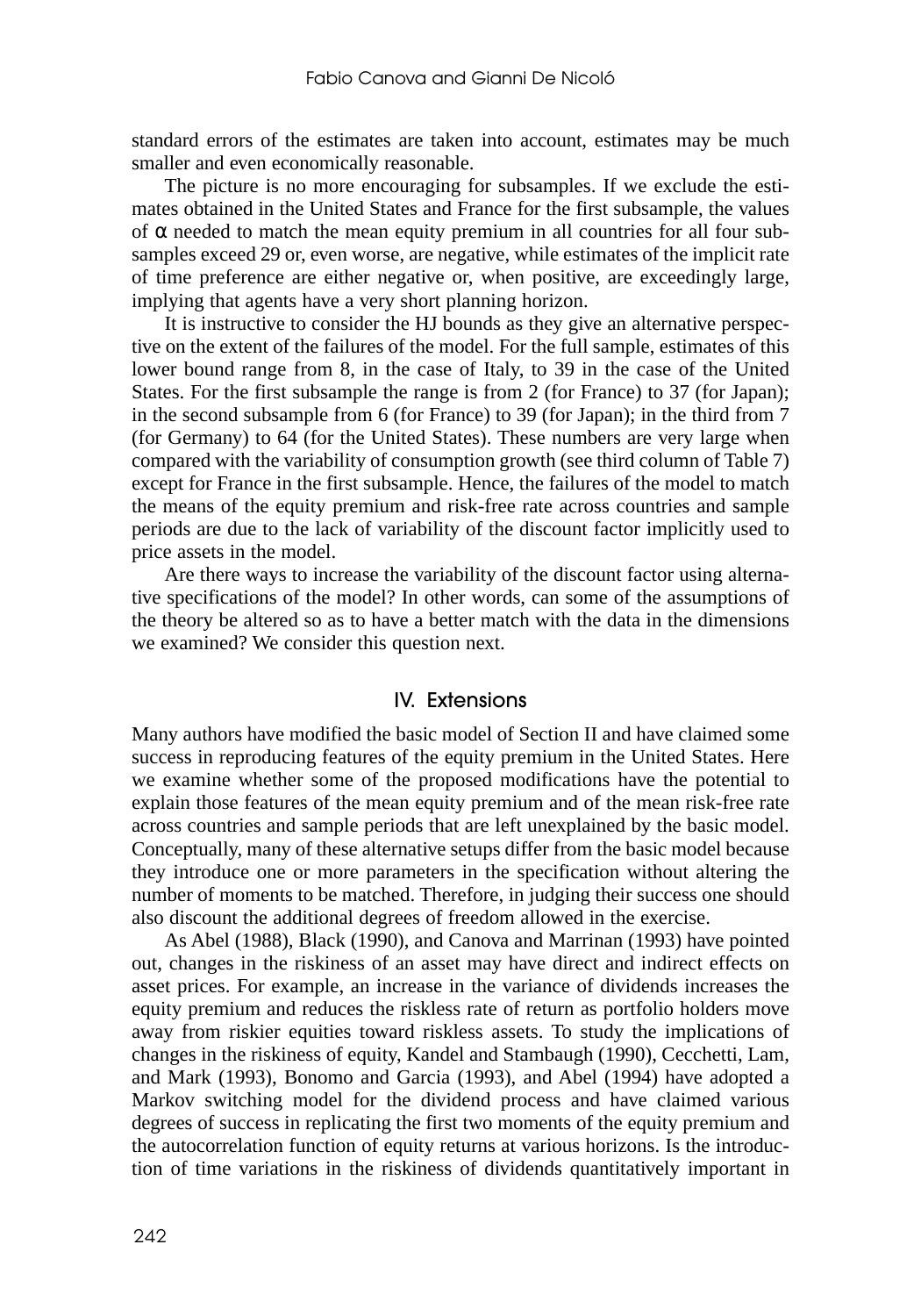standard errors of the estimates are taken into account, estimates may be much smaller and even economically reasonable.

The picture is no more encouraging for subsamples. If we exclude the estimates obtained in the United States and France for the first subsample, the values of $\alpha$ needed to match the mean equity premium in all countries for all four subsamples exceed 29 or, even worse, are negative, while estimates of the implicit rate of time preference are either negative or, when positive, are exceedingly large, implying that agents have a very short planning horizon.

It is instructive to consider the HJ bounds as they give an alternative perspective on the extent of the failures of the model. For the full sample, estimates of this lower bound range from 8, in the case of Italy, to 39 in the case of the United States. For the first subsample the range is from 2 (for France) to 37 (for Japan); in the second subsample from 6 (for France) to 39 (for Japan); in the third from 7 (for Germany) to 64 (for the United States). These numbers are very large when compared with the variability of consumption growth (see third column of Table 7) except for France in the first subsample. Hence, the failures of the model to match the means of the equity premium and risk-free rate across countries and sample periods are due to the lack of variability of the discount factor implicitly used to price assets in the model.

Are there ways to increase the variability of the discount factor using alternative specifications of the model? In other words, can some of the assumptions of the theory be altered so as to have a better match with the data in the dimensions we examined? We consider this question next.

## IV. Extensions

Many authors have modified the basic model of Section II and have claimed some success in reproducing features of the equity premium in the United States. Here we examine whether some of the proposed modifications have the potential to explain those features of the mean equity premium and of the mean risk-free rate across countries and sample periods that are left unexplained by the basic model. Conceptually, many of these alternative setups differ from the basic model because they introduce one or more parameters in the specification without altering the number of moments to be matched. Therefore, in judging their success one should also discount the additional degrees of freedom allowed in the exercise.

As Abel (1988), Black (1990), and Canova and Marrinan (1993) have pointed out, changes in the riskiness of an asset may have direct and indirect effects on asset prices. For example, an increase in the variance of dividends increases the equity premium and reduces the riskless rate of return as portfolio holders move away from riskier equities toward riskless assets. To study the implications of changes in the riskiness of equity, Kandel and Stambaugh (1990), Cecchetti, Lam, and Mark (1993), Bonomo and Garcia (1993), and Abel (1994) have adopted a Markov switching model for the dividend process and have claimed various degrees of success in replicating the first two moments of the equity premium and the autocorrelation function of equity returns at various horizons. Is the introduction of time variations in the riskiness of dividends quantitatively important in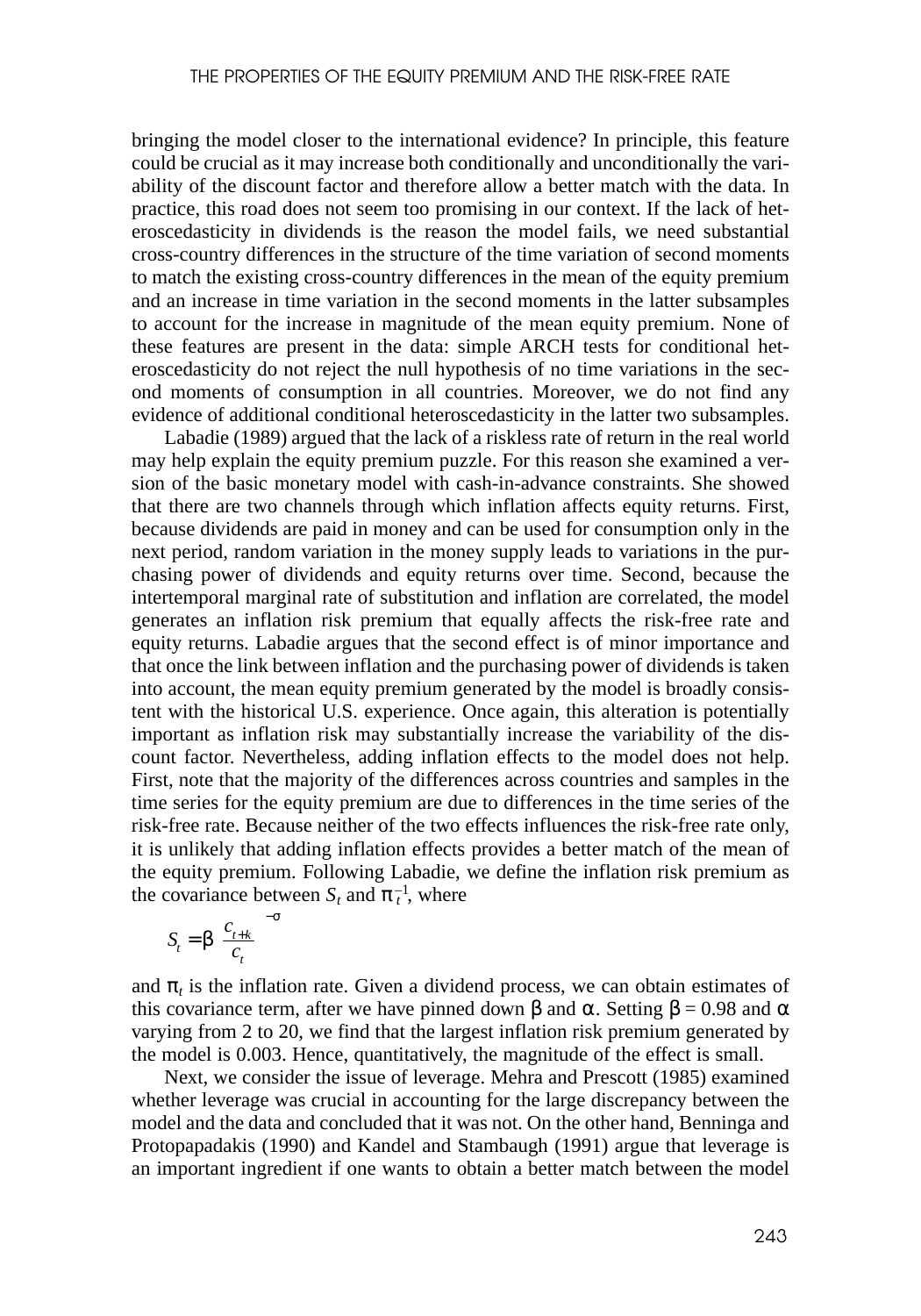bringing the model closer to the international evidence? In principle, this feature could be crucial as it may increase both conditionally and unconditionally the variability of the discount factor and therefore allow a better match with the data. In practice, this road does not seem too promising in our context. If the lack of heteroscedasticity in dividends is the reason the model fails, we need substantial cross-country differences in the structure of the time variation of second moments to match the existing cross-country differences in the mean of the equity premium and an increase in time variation in the second moments in the latter subsamples to account for the increase in magnitude of the mean equity premium. None of these features are present in the data: simple ARCH tests for conditional heteroscedasticity do not reject the null hypothesis of no time variations in the second moments of consumption in all countries. Moreover, we do not find any evidence of additional conditional heteroscedasticity in the latter two subsamples.

Labadie (1989) argued that the lack of a riskless rate of return in the real world may help explain the equity premium puzzle. For this reason she examined a version of the basic monetary model with cash-in-advance constraints. She showed that there are two channels through which inflation affects equity returns. First, because dividends are paid in money and can be used for consumption only in the next period, random variation in the money supply leads to variations in the purchasing power of dividends and equity returns over time. Second, because the intertemporal marginal rate of substitution and inflation are correlated, the model generates an inflation risk premium that equally affects the risk-free rate and equity returns. Labadie argues that the second effect is of minor importance and that once the link between inflation and the purchasing power of dividends is taken into account, the mean equity premium generated by the model is broadly consistent with the historical U.S. experience. Once again, this alteration is potentially important as inflation risk may substantially increase the variability of the discount factor. Nevertheless, adding inflation effects to the model does not help. First, note that the majority of the differences across countries and samples in the time series for the equity premium are due to differences in the time series of the risk-free rate. Because neither of the two effects influences the risk-free rate only, it is unlikely that adding inflation effects provides a better match of the mean of the equity premium. Following Labadie, we define the inflation risk premium as the covariance between $S_t$ and $\pi_t^{-1}$, where

$$S_t = \beta \left( \frac{c_{t+k}}{c_t} \right)^{-\sigma}$$

and $\pi_t$ is the inflation rate. Given a dividend process, we can obtain estimates of this covariance term, after we have pinned down $\beta$ and $\alpha$. Setting $\beta = 0.98$ and $\alpha$ varying from 2 to 20, we find that the largest inflation risk premium generated by the model is 0.003. Hence, quantitatively, the magnitude of the effect is small.

Next, we consider the issue of leverage. Mehra and Prescott (1985) examined whether leverage was crucial in accounting for the large discrepancy between the model and the data and concluded that it was not. On the other hand, Benninga and Protopapadakis (1990) and Kandel and Stambaugh (1991) argue that leverage is an important ingredient if one wants to obtain a better match between the model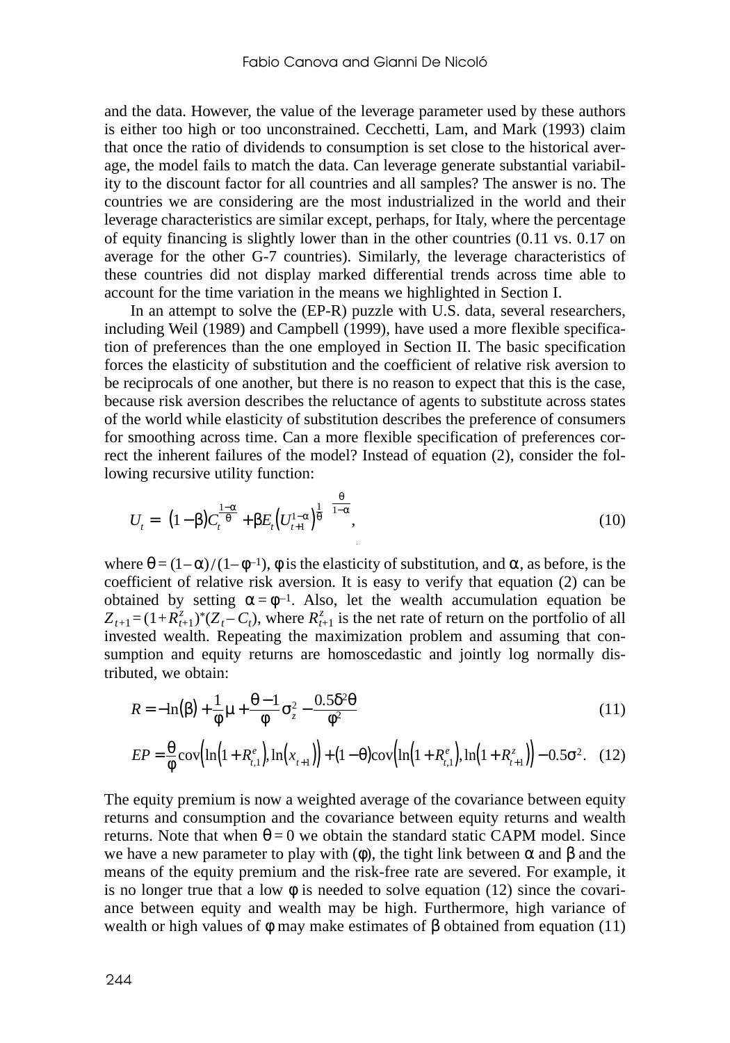and the data. However, the value of the leverage parameter used by these authors is either too high or too unconstrained. Cecchetti, Lam, and Mark (1993) claim that once the ratio of dividends to consumption is set close to the historical average, the model fails to match the data. Can leverage generate substantial variability to the discount factor for all countries and all samples? The answer is no. The countries we are considering are the most industrialized in the world and their leverage characteristics are similar except, perhaps, for Italy, where the percentage of equity financing is slightly lower than in the other countries (0.11 vs. 0.17 on average for the other G-7 countries). Similarly, the leverage characteristics of these countries did not display marked differential trends across time able to account for the time variation in the means we highlighted in Section I.

In an attempt to solve the (EP-R) puzzle with U.S. data, several researchers, including Weil (1989) and Campbell (1999), have used a more flexible specification of preferences than the one employed in Section II. The basic specification forces the elasticity of substitution and the coefficient of relative risk aversion to be reciprocals of one another, but there is no reason to expect that this is the case, because risk aversion describes the reluctance of agents to substitute across states of the world while elasticity of substitution describes the preference of consumers for smoothing across time. Can a more flexible specification of preferences correct the inherent failures of the model? Instead of equation (2), consider the following recursive utility function:

$$U_t = \left[(1-\beta)C_t^{\frac{1-\alpha}{\theta}} + \beta E_t\left(U_{t+1}^{1-\alpha}\right)^{\frac{1}{\theta}}\right]^{\frac{\theta}{1-\alpha}}, \tag{10}$$

where $\theta = (1-\alpha)/(1-\phi^{-1})$, $\phi$ is the elasticity of substitution, and $\alpha$, as before, is the coefficient of relative risk aversion. It is easy to verify that equation (2) can be obtained by setting $\alpha = \phi^{-1}$. Also, let the wealth accumulation equation be $Z_{t+1} = (1+R_{t+1}^z)^*(Z_t - C_t)$, where $R_{t+1}^z$ is the net rate of return on the portfolio of all invested wealth. Repeating the maximization problem and assuming that consumption and equity returns are homoscedastic and jointly log normally distributed, we obtain:

$$R = -\ln(\beta) + \frac{1}{\phi}\mu + \frac{\theta - 1}{\phi}\sigma_z^2 - \frac{0.5\delta^2\theta}{\phi^2} \tag{11}$$

$$EP = \frac{\theta}{\phi}\text{cov}\left(\ln\left(1+R_{t,1}^e\right), \ln\left(x_{t+1}\right)\right) + (1-\theta)\text{cov}\left(\ln\left(1+R_{t,1}^e\right), \ln\left(1+R_{t+1}^z\right)\right) - 0.5\sigma^2. \tag{12}$$

The equity premium is now a weighted average of the covariance between equity returns and consumption and the covariance between equity returns and wealth returns. Note that when $\theta = 0$ we obtain the standard static CAPM model. Since we have a new parameter to play with ($\phi$), the tight link between $\alpha$ and $\beta$ and the means of the equity premium and the risk-free rate are severed. For example, it is no longer true that a low $\phi$ is needed to solve equation (12) since the covariance between equity and wealth may be high. Furthermore, high variance of wealth or high values of $\phi$ may make estimates of $\beta$ obtained from equation (11)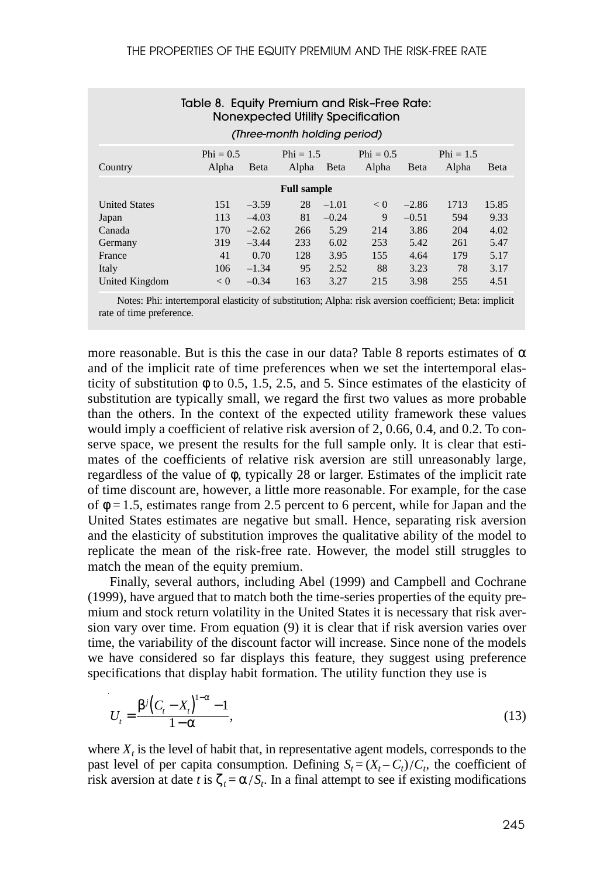Table 8. Equity Premium and Risk-Free Rate: Nonexpected Utility Specification

*(Three-month holding period)*

| | Phi = 0.5 | | Phi = 1.5 | | Phi = 0.5 | | Phi = 1.5 | |
|---|---|---|---|---|---|---|---|---|
| Country | Alpha | Beta | Alpha | Beta | Alpha | Beta | Alpha | Beta |
| **Full sample** | | | | | | | | |
| United States | 151 | –3.59 | 28 | –1.01 | < 0 | –2.86 | 1713 | 15.85 |
| Japan | 113 | –4.03 | 81 | –0.24 | 9 | –0.51 | 594 | 9.33 |
| Canada | 170 | –2.62 | 266 | 5.29 | 214 | 3.86 | 204 | 4.02 |
| Germany | 319 | –3.44 | 233 | 6.02 | 253 | 5.42 | 261 | 5.47 |
| France | 41 | 0.70 | 128 | 3.95 | 155 | 4.64 | 179 | 5.17 |
| Italy | 106 | –1.34 | 95 | 2.52 | 88 | 3.23 | 78 | 3.17 |
| United Kingdom | < 0 | –0.34 | 163 | 3.27 | 215 | 3.98 | 255 | 4.51 |

Notes: Phi: intertemporal elasticity of substitution; Alpha: risk aversion coefficient; Beta: implicit rate of time preference.

more reasonable. But is this the case in our data? Table 8 reports estimates of $\alpha$ and of the implicit rate of time preferences when we set the intertemporal elasticity of substitution $\phi$ to 0.5, 1.5, 2.5, and 5. Since estimates of the elasticity of substitution are typically small, we regard the first two values as more probable than the others. In the context of the expected utility framework these values would imply a coefficient of relative risk aversion of 2, 0.66, 0.4, and 0.2. To conserve space, we present the results for the full sample only. It is clear that estimates of the coefficients of relative risk aversion are still unreasonably large, regardless of the value of $\phi$, typically 28 or larger. Estimates of the implicit rate of time discount are, however, a little more reasonable. For example, for the case of $\phi = 1.5$, estimates range from 2.5 percent to 6 percent, while for Japan and the United States estimates are negative but small. Hence, separating risk aversion and the elasticity of substitution improves the qualitative ability of the model to replicate the mean of the risk-free rate. However, the model still struggles to match the mean of the equity premium.

Finally, several authors, including Abel (1999) and Campbell and Cochrane (1999), have argued that to match both the time-series properties of the equity premium and stock return volatility in the United States it is necessary that risk aversion vary over time. From equation (9) it is clear that if risk aversion varies over time, the variability of the discount factor will increase. Since none of the models we have considered so far displays this feature, they suggest using preference specifications that display habit formation. The utility function they use is

$$U_t = \frac{\beta^j \left(C_t - X_t\right)^{1-\alpha} - 1}{1-\alpha}, \tag{13}$$

where $X_t$ is the level of habit that, in representative agent models, corresponds to the past level of per capita consumption. Defining $S_t = (X_t - C_t)/C_t$, the coefficient of risk aversion at date $t$ is $\zeta_t = \alpha / S_t$. In a final attempt to see if existing modifications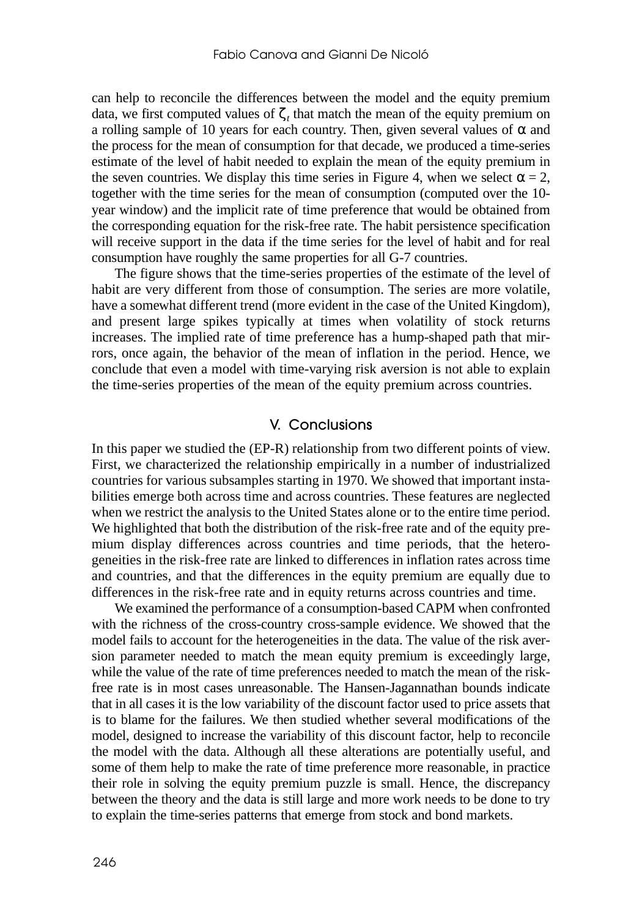can help to reconcile the differences between the model and the equity premium data, we first computed values of $\zeta_t$ that match the mean of the equity premium on a rolling sample of 10 years for each country. Then, given several values of $\alpha$ and the process for the mean of consumption for that decade, we produced a time-series estimate of the level of habit needed to explain the mean of the equity premium in the seven countries. We display this time series in Figure 4, when we select $\alpha = 2$, together with the time series for the mean of consumption (computed over the 10-year window) and the implicit rate of time preference that would be obtained from the corresponding equation for the risk-free rate. The habit persistence specification will receive support in the data if the time series for the level of habit and for real consumption have roughly the same properties for all G-7 countries.

The figure shows that the time-series properties of the estimate of the level of habit are very different from those of consumption. The series are more volatile, have a somewhat different trend (more evident in the case of the United Kingdom), and present large spikes typically at times when volatility of stock returns increases. The implied rate of time preference has a hump-shaped path that mirrors, once again, the behavior of the mean of inflation in the period. Hence, we conclude that even a model with time-varying risk aversion is not able to explain the time-series properties of the mean of the equity premium across countries.

## V. Conclusions

In this paper we studied the (EP-R) relationship from two different points of view. First, we characterized the relationship empirically in a number of industrialized countries for various subsamples starting in 1970. We showed that important instabilities emerge both across time and across countries. These features are neglected when we restrict the analysis to the United States alone or to the entire time period. We highlighted that both the distribution of the risk-free rate and of the equity premium display differences across countries and time periods, that the heterogeneities in the risk-free rate are linked to differences in inflation rates across time and countries, and that the differences in the equity premium are equally due to differences in the risk-free rate and in equity returns across countries and time.

We examined the performance of a consumption-based CAPM when confronted with the richness of the cross-country cross-sample evidence. We showed that the model fails to account for the heterogeneities in the data. The value of the risk aversion parameter needed to match the mean equity premium is exceedingly large, while the value of the rate of time preferences needed to match the mean of the risk-free rate is in most cases unreasonable. The Hansen-Jagannathan bounds indicate that in all cases it is the low variability of the discount factor used to price assets that is to blame for the failures. We then studied whether several modifications of the model, designed to increase the variability of this discount factor, help to reconcile the model with the data. Although all these alterations are potentially useful, and some of them help to make the rate of time preference more reasonable, in practice their role in solving the equity premium puzzle is small. Hence, the discrepancy between the theory and the data is still large and more work needs to be done to try to explain the time-series patterns that emerge from stock and bond markets.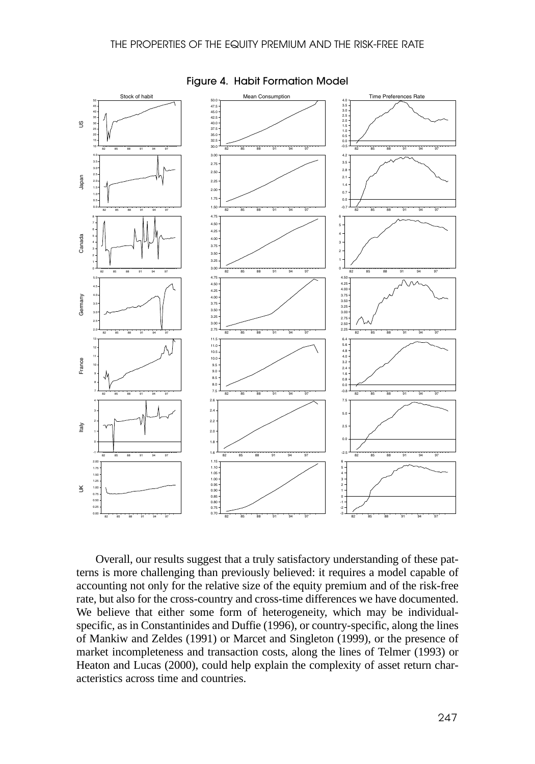Figure 4. Habit Formation Model

Overall, our results suggest that a truly satisfactory understanding of these patterns is more challenging than previously believed: it requires a model capable of accounting not only for the relative size of the equity premium and of the risk-free rate, but also for the cross-country and cross-time differences we have documented. We believe that either some form of heterogeneity, which may be individual-specific, as in Constantinides and Duffie (1996), or country-specific, along the lines of Mankiw and Zeldes (1991) or Marcet and Singleton (1999), or the presence of market incompleteness and transaction costs, along the lines of Telmer (1993) or Heaton and Lucas (2000), could help explain the complexity of asset return characteristics across time and countries.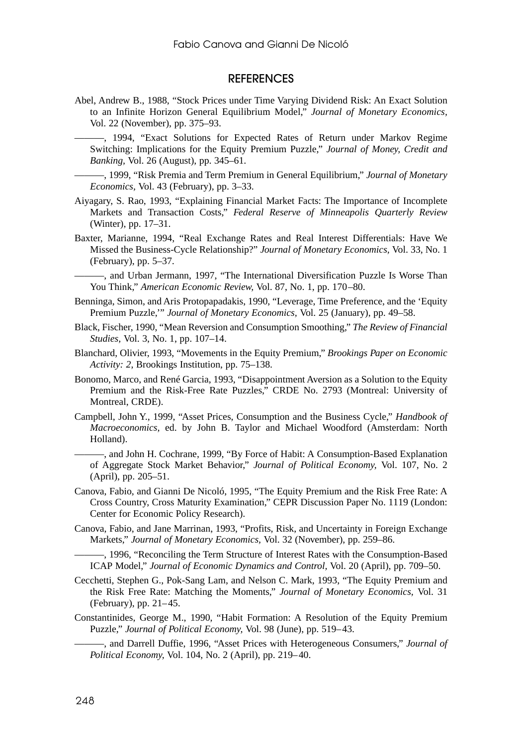## REFERENCES

Abel, Andrew B., 1988, "Stock Prices under Time Varying Dividend Risk: An Exact Solution to an Infinite Horizon General Equilibrium Model," *Journal of Monetary Economics,* Vol. 22 (November), pp. 375–93.

———, 1994, "Exact Solutions for Expected Rates of Return under Markov Regime Switching: Implications for the Equity Premium Puzzle," *Journal of Money, Credit and Banking,* Vol. 26 (August), pp. 345–61.

———, 1999, "Risk Premia and Term Premium in General Equilibrium," *Journal of Monetary Economics,* Vol. 43 (February), pp. 3–33.

Aiyagary, S. Rao, 1993, "Explaining Financial Market Facts: The Importance of Incomplete Markets and Transaction Costs," *Federal Reserve of Minneapolis Quarterly Review* (Winter), pp. 17–31.

Baxter, Marianne, 1994, "Real Exchange Rates and Real Interest Differentials: Have We Missed the Business-Cycle Relationship?" *Journal of Monetary Economics,* Vol. 33, No. 1 (February), pp. 5–37.

———, and Urban Jermann, 1997, "The International Diversification Puzzle Is Worse Than You Think," *American Economic Review,* Vol. 87, No. 1, pp. 170–80.

Benninga, Simon, and Aris Protopapadakis, 1990, "Leverage, Time Preference, and the 'Equity Premium Puzzle,'" *Journal of Monetary Economics,* Vol. 25 (January), pp. 49–58.

Black, Fischer, 1990, "Mean Reversion and Consumption Smoothing," *The Review of Financial Studies,* Vol. 3, No. 1, pp. 107–14.

Blanchard, Olivier, 1993, "Movements in the Equity Premium," *Brookings Paper on Economic Activity: 2,* Brookings Institution, pp. 75–138.

Bonomo, Marco, and René Garcia, 1993, "Disappointment Aversion as a Solution to the Equity Premium and the Risk-Free Rate Puzzles," CRDE No. 2793 (Montreal: University of Montreal, CRDE).

Campbell, John Y., 1999, "Asset Prices, Consumption and the Business Cycle," *Handbook of Macroeconomics,* ed. by John B. Taylor and Michael Woodford (Amsterdam: North Holland).

———, and John H. Cochrane, 1999, "By Force of Habit: A Consumption-Based Explanation of Aggregate Stock Market Behavior," *Journal of Political Economy,* Vol. 107, No. 2 (April), pp. 205–51.

Canova, Fabio, and Gianni De Nicoló, 1995, "The Equity Premium and the Risk Free Rate: A Cross Country, Cross Maturity Examination," CEPR Discussion Paper No. 1119 (London: Center for Economic Policy Research).

Canova, Fabio, and Jane Marrinan, 1993, "Profits, Risk, and Uncertainty in Foreign Exchange Markets," *Journal of Monetary Economics,* Vol. 32 (November), pp. 259–86.

———, 1996, "Reconciling the Term Structure of Interest Rates with the Consumption-Based ICAP Model," *Journal of Economic Dynamics and Control,* Vol. 20 (April), pp. 709–50.

Cecchetti, Stephen G., Pok-Sang Lam, and Nelson C. Mark, 1993, "The Equity Premium and the Risk Free Rate: Matching the Moments," *Journal of Monetary Economics,* Vol. 31 (February), pp. 21–45.

Constantinides, George M., 1990, "Habit Formation: A Resolution of the Equity Premium Puzzle," *Journal of Political Economy,* Vol. 98 (June), pp. 519–43.

———, and Darrell Duffie, 1996, "Asset Prices with Heterogeneous Consumers," *Journal of Political Economy,* Vol. 104, No. 2 (April), pp. 219–40.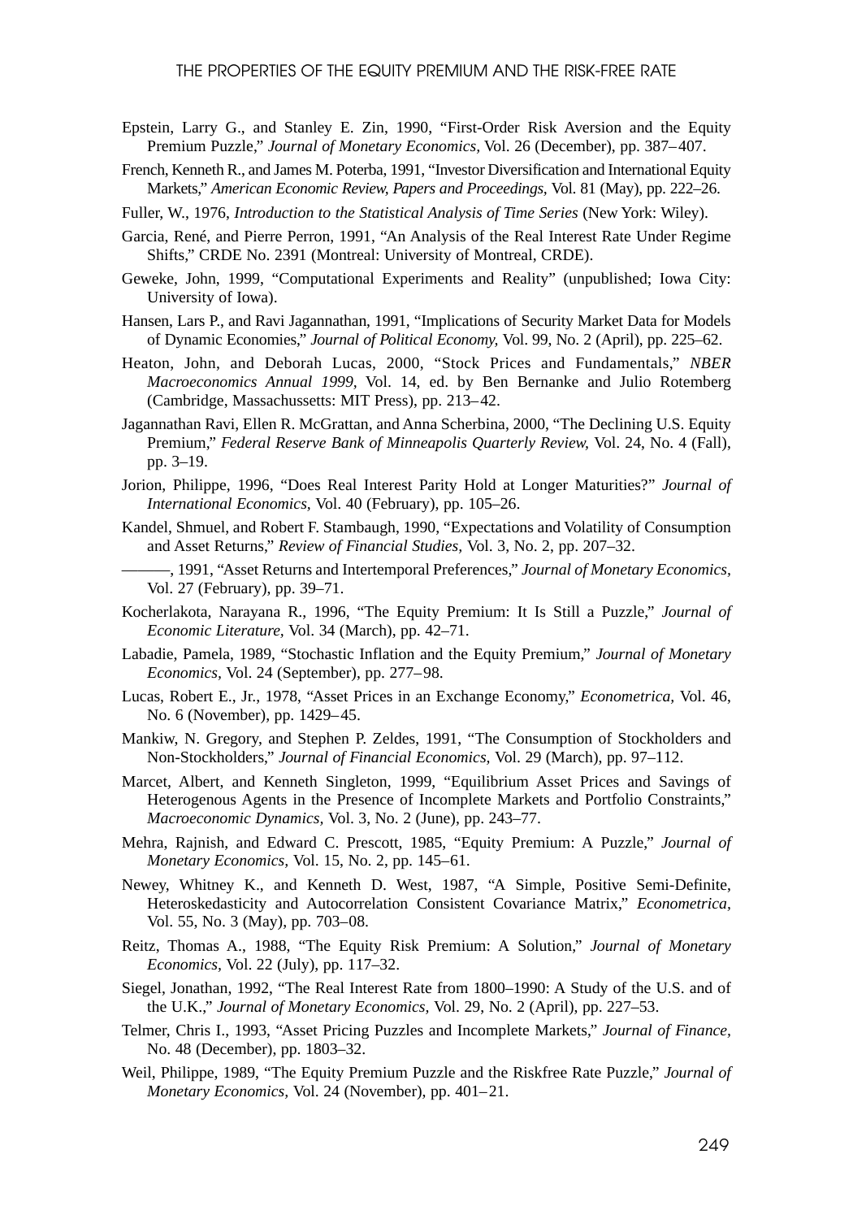Epstein, Larry G., and Stanley E. Zin, 1990, "First-Order Risk Aversion and the Equity Premium Puzzle," *Journal of Monetary Economics,* Vol. 26 (December), pp. 387–407.

French, Kenneth R., and James M. Poterba, 1991, "Investor Diversification and International Equity Markets," *American Economic Review, Papers and Proceedings,* Vol. 81 (May), pp. 222–26.

Fuller, W., 1976, *Introduction to the Statistical Analysis of Time Series* (New York: Wiley).

Garcia, René, and Pierre Perron, 1991, "An Analysis of the Real Interest Rate Under Regime Shifts," CRDE No. 2391 (Montreal: University of Montreal, CRDE).

Geweke, John, 1999, "Computational Experiments and Reality" (unpublished; Iowa City: University of Iowa).

Hansen, Lars P., and Ravi Jagannathan, 1991, "Implications of Security Market Data for Models of Dynamic Economies," *Journal of Political Economy,* Vol. 99, No. 2 (April), pp. 225–62.

Heaton, John, and Deborah Lucas, 2000, "Stock Prices and Fundamentals," *NBER Macroeconomics Annual 1999,* Vol. 14, ed. by Ben Bernanke and Julio Rotemberg (Cambridge, Massachussetts: MIT Press), pp. 213–42.

Jagannathan Ravi, Ellen R. McGrattan, and Anna Scherbina, 2000, "The Declining U.S. Equity Premium," *Federal Reserve Bank of Minneapolis Quarterly Review,* Vol. 24, No. 4 (Fall), pp. 3–19.

Jorion, Philippe, 1996, "Does Real Interest Parity Hold at Longer Maturities?" *Journal of International Economics,* Vol. 40 (February), pp. 105–26.

Kandel, Shmuel, and Robert F. Stambaugh, 1990, "Expectations and Volatility of Consumption and Asset Returns," *Review of Financial Studies,* Vol. 3, No. 2, pp. 207–32.

———, 1991, "Asset Returns and Intertemporal Preferences," *Journal of Monetary Economics,* Vol. 27 (February), pp. 39–71.

Kocherlakota, Narayana R., 1996, "The Equity Premium: It Is Still a Puzzle," *Journal of Economic Literature,* Vol. 34 (March), pp. 42–71.

Labadie, Pamela, 1989, "Stochastic Inflation and the Equity Premium," *Journal of Monetary Economics,* Vol. 24 (September), pp. 277–98.

Lucas, Robert E., Jr., 1978, "Asset Prices in an Exchange Economy," *Econometrica,* Vol. 46, No. 6 (November), pp. 1429–45.

Mankiw, N. Gregory, and Stephen P. Zeldes, 1991, "The Consumption of Stockholders and Non-Stockholders," *Journal of Financial Economics,* Vol. 29 (March), pp. 97–112.

Marcet, Albert, and Kenneth Singleton, 1999, "Equilibrium Asset Prices and Savings of Heterogenous Agents in the Presence of Incomplete Markets and Portfolio Constraints," *Macroeconomic Dynamics,* Vol. 3, No. 2 (June), pp. 243–77.

Mehra, Rajnish, and Edward C. Prescott, 1985, "Equity Premium: A Puzzle," *Journal of Monetary Economics,* Vol. 15, No. 2, pp. 145–61.

Newey, Whitney K., and Kenneth D. West, 1987, "A Simple, Positive Semi-Definite, Heteroskedasticity and Autocorrelation Consistent Covariance Matrix," *Econometrica,* Vol. 55, No. 3 (May), pp. 703–08.

Reitz, Thomas A., 1988, "The Equity Risk Premium: A Solution," *Journal of Monetary Economics,* Vol. 22 (July), pp. 117–32.

Siegel, Jonathan, 1992, "The Real Interest Rate from 1800–1990: A Study of the U.S. and of the U.K.," *Journal of Monetary Economics,* Vol. 29, No. 2 (April), pp. 227–53.

Telmer, Chris I., 1993, "Asset Pricing Puzzles and Incomplete Markets," *Journal of Finance,* No. 48 (December), pp. 1803–32.

Weil, Philippe, 1989, "The Equity Premium Puzzle and the Riskfree Rate Puzzle," *Journal of Monetary Economics,* Vol. 24 (November), pp. 401–21.